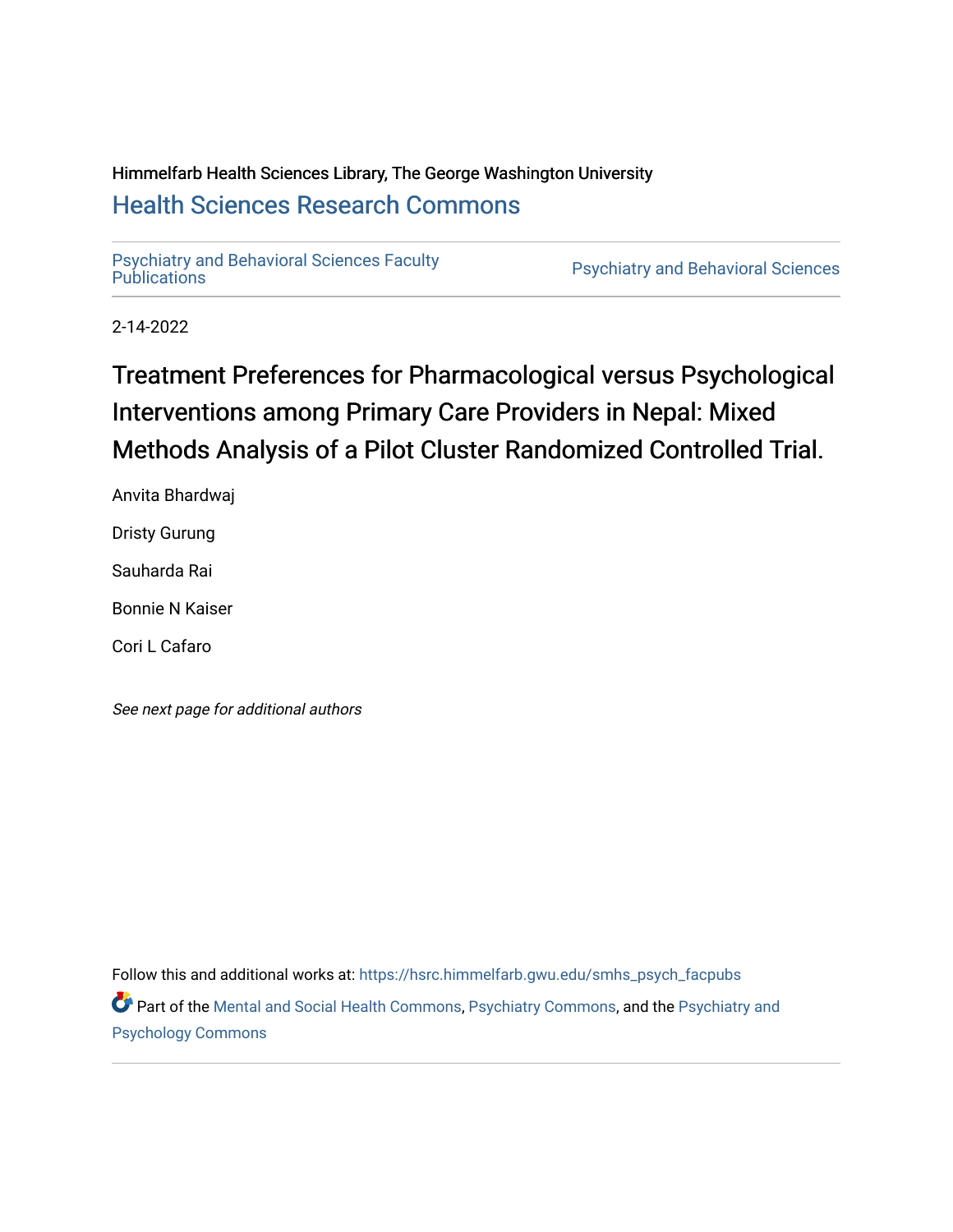Himmelfarb Health Sciences Library, The George Washington University

## Health Sciences Research Commons

Psychiatry and Behavioral Sciences Faculty Publications | Psychiatry and Behavioral Sciences

2-14-2022

# Treatment Preferences for Pharmacological versus Psychological Interventions among Primary Care Providers in Nepal: Mixed Methods Analysis of a Pilot Cluster Randomized Controlled Trial.

Anvita Bhardwaj

Dristy Gurung

Sauharda Rai

Bonnie N Kaiser

Cori L Cafaro

*See next page for additional authors*

Follow this and additional works at: https://hsrc.himmelfarb.gwu.edu/smhs_psych_facpubs

Part of the Mental and Social Health Commons, Psychiatry Commons, and the Psychiatry and Psychology Commons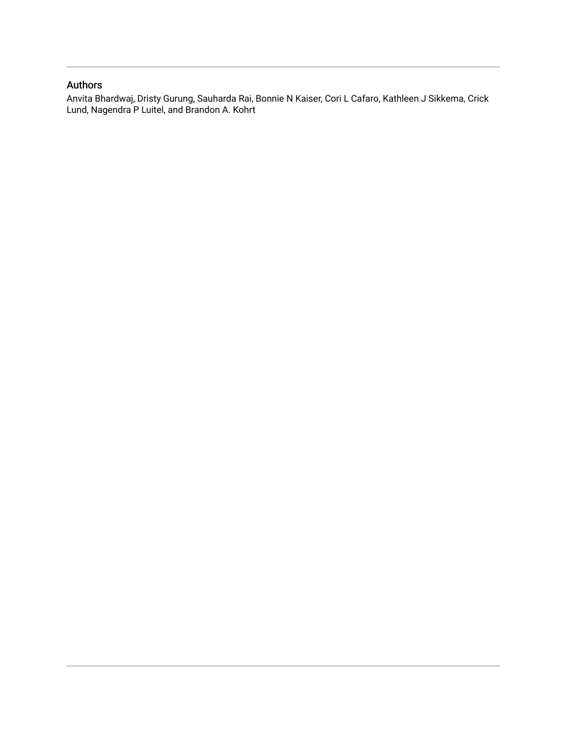## Authors

Anvita Bhardwaj, Dristy Gurung, Sauharda Rai, Bonnie N Kaiser, Cori L Cafaro, Kathleen J Sikkema, Crick Lund, Nagendra P Luitel, and Brandon A. Kohrt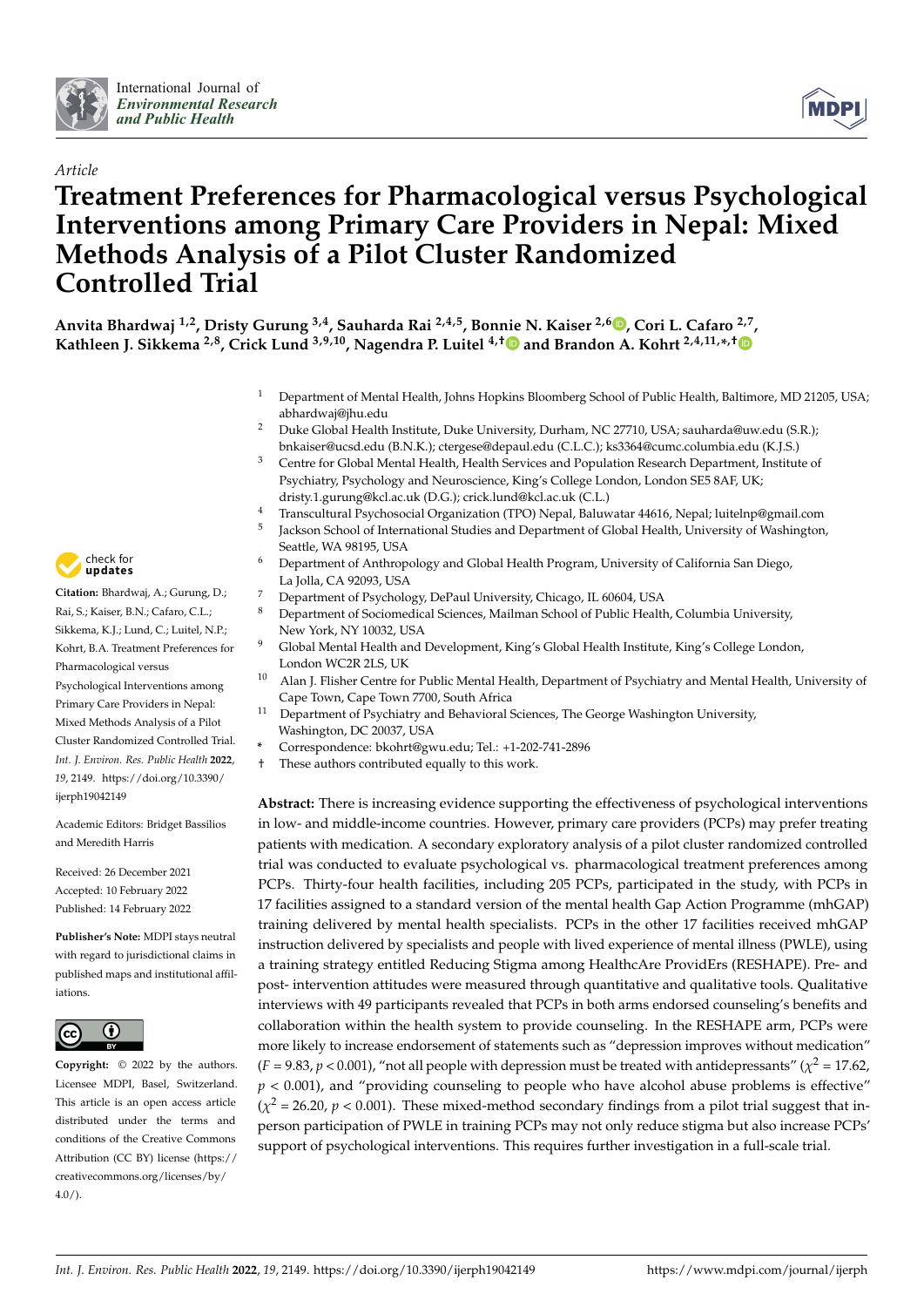Article

# Treatment Preferences for Pharmacological versus Psychological Interventions among Primary Care Providers in Nepal: Mixed Methods Analysis of a Pilot Cluster Randomized Controlled Trial

**Anvita Bhardwaj [1,2], Dristy Gurung [3,4], Sauharda Rai [2,4,5], Bonnie N. Kaiser [2,6], Cori L. Cafaro [2,7], Kathleen J. Sikkema [2,8], Crick Lund [3,9,10], Nagendra P. Luitel [4,†] and Brandon A. Kohrt [2,4,11,*,†]**

1 Department of Mental Health, Johns Hopkins Bloomberg School of Public Health, Baltimore, MD 21205, USA; abhardwaj@jhu.edu

2 Duke Global Health Institute, Duke University, Durham, NC 27710, USA; sauharda@uw.edu (S.R.); bnkaiser@ucsd.edu (B.N.K.); ctergese@depaul.edu (C.L.C.); ks3364@cumc.columbia.edu (K.J.S.)

3 Centre for Global Mental Health, Health Services and Population Research Department, Institute of Psychiatry, Psychology and Neuroscience, King's College London, London SE5 8AF, UK; dristy.1.gurung@kcl.ac.uk (D.G.); crick.lund@kcl.ac.uk (C.L.)

4 Transcultural Psychosocial Organization (TPO) Nepal, Baluwatar 44616, Nepal; luitelnp@gmail.com

5 Jackson School of International Studies and Department of Global Health, University of Washington, Seattle, WA 98195, USA

6 Department of Anthropology and Global Health Program, University of California San Diego, La Jolla, CA 92093, USA

7 Department of Psychology, DePaul University, Chicago, IL 60604, USA

8 Department of Sociomedical Sciences, Mailman School of Public Health, Columbia University, New York, NY 10032, USA

9 Global Mental Health and Development, King's Global Health Institute, King's College London, London WC2R 2LS, UK

10 Alan J. Flisher Centre for Public Mental Health, Department of Psychiatry and Mental Health, University of Cape Town, Cape Town 7700, South Africa

11 Department of Psychiatry and Behavioral Sciences, The George Washington University, Washington, DC 20037, USA

\* Correspondence: bkohrt@gwu.edu; Tel.: +1-202-741-2896

† These authors contributed equally to this work.

**Citation:** Bhardwaj, A.; Gurung, D.; Rai, S.; Kaiser, B.N.; Cafaro, C.L.; Sikkema, K.J.; Lund, C.; Luitel, N.P.; Kohrt, B.A. Treatment Preferences for Pharmacological versus Psychological Interventions among Primary Care Providers in Nepal: Mixed Methods Analysis of a Pilot Cluster Randomized Controlled Trial. *Int. J. Environ. Res. Public Health* **2022**, *19*, 2149. https://doi.org/10.3390/ijerph19042149

Academic Editors: Bridget Bassilios and Meredith Harris

Received: 26 December 2021
Accepted: 10 February 2022
Published: 14 February 2022

**Publisher's Note:** MDPI stays neutral with regard to jurisdictional claims in published maps and institutional affiliations.

**Copyright:** © 2022 by the authors. Licensee MDPI, Basel, Switzerland. This article is an open access article distributed under the terms and conditions of the Creative Commons Attribution (CC BY) license (https://creativecommons.org/licenses/by/4.0/).

**Abstract:** There is increasing evidence supporting the effectiveness of psychological interventions in low- and middle-income countries. However, primary care providers (PCPs) may prefer treating patients with medication. A secondary exploratory analysis of a pilot cluster randomized controlled trial was conducted to evaluate psychological vs. pharmacological treatment preferences among PCPs. Thirty-four health facilities, including 205 PCPs, participated in the study, with PCPs in 17 facilities assigned to a standard version of the mental health Gap Action Programme (mhGAP) training delivered by mental health specialists. PCPs in the other 17 facilities received mhGAP instruction delivered by specialists and people with lived experience of mental illness (PWLE), using a training strategy entitled Reducing Stigma among HealthcAre ProvidErs (RESHAPE). Pre- and post- intervention attitudes were measured through quantitative and qualitative tools. Qualitative interviews with 49 participants revealed that PCPs in both arms endorsed counseling's benefits and collaboration within the health system to provide counseling. In the RESHAPE arm, PCPs were more likely to increase endorsement of statements such as "depression improves without medication" ($F = 9.83$, $p < 0.001$), "not all people with depression must be treated with antidepressants" ($\chi^2 = 17.62$, $p < 0.001$), and "providing counseling to people who have alcohol abuse problems is effective" ($\chi^2 = 26.20$, $p < 0.001$). These mixed-method secondary findings from a pilot trial suggest that in-person participation of PWLE in training PCPs may not only reduce stigma but also increase PCPs' support of psychological interventions. This requires further investigation in a full-scale trial.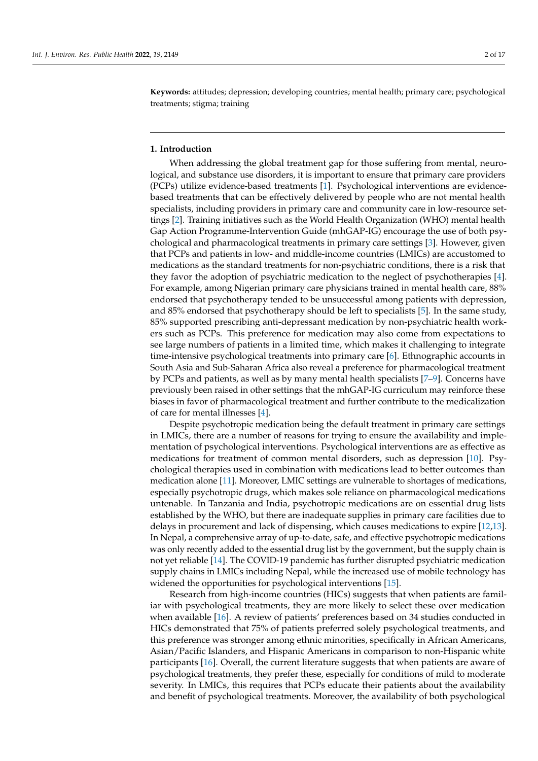**Keywords:** attitudes; depression; developing countries; mental health; primary care; psychological treatments; stigma; training

## 1. Introduction

When addressing the global treatment gap for those suffering from mental, neurological, and substance use disorders, it is important to ensure that primary care providers (PCPs) utilize evidence-based treatments [1]. Psychological interventions are evidence-based treatments that can be effectively delivered by people who are not mental health specialists, including providers in primary care and community care in low-resource settings [2]. Training initiatives such as the World Health Organization (WHO) mental health Gap Action Programme-Intervention Guide (mhGAP-IG) encourage the use of both psychological and pharmacological treatments in primary care settings [3]. However, given that PCPs and patients in low- and middle-income countries (LMICs) are accustomed to medications as the standard treatments for non-psychiatric conditions, there is a risk that they favor the adoption of psychiatric medication to the neglect of psychotherapies [4]. For example, among Nigerian primary care physicians trained in mental health care, 88% endorsed that psychotherapy tended to be unsuccessful among patients with depression, and 85% endorsed that psychotherapy should be left to specialists [5]. In the same study, 85% supported prescribing anti-depressant medication by non-psychiatric health workers such as PCPs. This preference for medication may also come from expectations to see large numbers of patients in a limited time, which makes it challenging to integrate time-intensive psychological treatments into primary care [6]. Ethnographic accounts in South Asia and Sub-Saharan Africa also reveal a preference for pharmacological treatment by PCPs and patients, as well as by many mental health specialists [7–9]. Concerns have previously been raised in other settings that the mhGAP-IG curriculum may reinforce these biases in favor of pharmacological treatment and further contribute to the medicalization of care for mental illnesses [4].

Despite psychotropic medication being the default treatment in primary care settings in LMICs, there are a number of reasons for trying to ensure the availability and implementation of psychological interventions. Psychological interventions are as effective as medications for treatment of common mental disorders, such as depression [10]. Psychological therapies used in combination with medications lead to better outcomes than medication alone [11]. Moreover, LMIC settings are vulnerable to shortages of medications, especially psychotropic drugs, which makes sole reliance on pharmacological medications untenable. In Tanzania and India, psychotropic medications are on essential drug lists established by the WHO, but there are inadequate supplies in primary care facilities due to delays in procurement and lack of dispensing, which causes medications to expire [12,13]. In Nepal, a comprehensive array of up-to-date, safe, and effective psychotropic medications was only recently added to the essential drug list by the government, but the supply chain is not yet reliable [14]. The COVID-19 pandemic has further disrupted psychiatric medication supply chains in LMICs including Nepal, while the increased use of mobile technology has widened the opportunities for psychological interventions [15].

Research from high-income countries (HICs) suggests that when patients are familiar with psychological treatments, they are more likely to select these over medication when available [16]. A review of patients' preferences based on 34 studies conducted in HICs demonstrated that 75% of patients preferred solely psychological treatments, and this preference was stronger among ethnic minorities, specifically in African Americans, Asian/Pacific Islanders, and Hispanic Americans in comparison to non-Hispanic white participants [16]. Overall, the current literature suggests that when patients are aware of psychological treatments, they prefer these, especially for conditions of mild to moderate severity. In LMICs, this requires that PCPs educate their patients about the availability and benefit of psychological treatments. Moreover, the availability of both psychological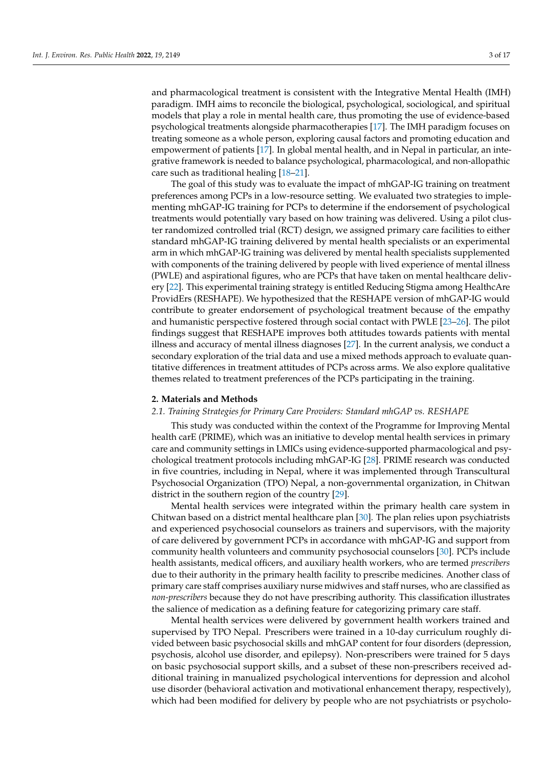and pharmacological treatment is consistent with the Integrative Mental Health (IMH) paradigm. IMH aims to reconcile the biological, psychological, sociological, and spiritual models that play a role in mental health care, thus promoting the use of evidence-based psychological treatments alongside pharmacotherapies [17]. The IMH paradigm focuses on treating someone as a whole person, exploring causal factors and promoting education and empowerment of patients [17]. In global mental health, and in Nepal in particular, an integrative framework is needed to balance psychological, pharmacological, and non-allopathic care such as traditional healing [18–21].

The goal of this study was to evaluate the impact of mhGAP-IG training on treatment preferences among PCPs in a low-resource setting. We evaluated two strategies to implementing mhGAP-IG training for PCPs to determine if the endorsement of psychological treatments would potentially vary based on how training was delivered. Using a pilot cluster randomized controlled trial (RCT) design, we assigned primary care facilities to either standard mhGAP-IG training delivered by mental health specialists or an experimental arm in which mhGAP-IG training was delivered by mental health specialists supplemented with components of the training delivered by people with lived experience of mental illness (PWLE) and aspirational figures, who are PCPs that have taken on mental healthcare delivery [22]. This experimental training strategy is entitled Reducing Stigma among HealthcAre ProvidErs (RESHAPE). We hypothesized that the RESHAPE version of mhGAP-IG would contribute to greater endorsement of psychological treatment because of the empathy and humanistic perspective fostered through social contact with PWLE [23–26]. The pilot findings suggest that RESHAPE improves both attitudes towards patients with mental illness and accuracy of mental illness diagnoses [27]. In the current analysis, we conduct a secondary exploration of the trial data and use a mixed methods approach to evaluate quantitative differences in treatment attitudes of PCPs across arms. We also explore qualitative themes related to treatment preferences of the PCPs participating in the training.

## 2. Materials and Methods

### 2.1. Training Strategies for Primary Care Providers: Standard mhGAP vs. RESHAPE

This study was conducted within the context of the Programme for Improving Mental health carE (PRIME), which was an initiative to develop mental health services in primary care and community settings in LMICs using evidence-supported pharmacological and psychological treatment protocols including mhGAP-IG [28]. PRIME research was conducted in five countries, including in Nepal, where it was implemented through Transcultural Psychosocial Organization (TPO) Nepal, a non-governmental organization, in Chitwan district in the southern region of the country [29].

Mental health services were integrated within the primary health care system in Chitwan based on a district mental healthcare plan [30]. The plan relies upon psychiatrists and experienced psychosocial counselors as trainers and supervisors, with the majority of care delivered by government PCPs in accordance with mhGAP-IG and support from community health volunteers and community psychosocial counselors [30]. PCPs include health assistants, medical officers, and auxiliary health workers, who are termed *prescribers* due to their authority in the primary health facility to prescribe medicines. Another class of primary care staff comprises auxiliary nurse midwives and staff nurses, who are classified as *non-prescribers* because they do not have prescribing authority. This classification illustrates the salience of medication as a defining feature for categorizing primary care staff.

Mental health services were delivered by government health workers trained and supervised by TPO Nepal. Prescribers were trained in a 10-day curriculum roughly divided between basic psychosocial skills and mhGAP content for four disorders (depression, psychosis, alcohol use disorder, and epilepsy). Non-prescribers were trained for 5 days on basic psychosocial support skills, and a subset of these non-prescribers received additional training in manualized psychological interventions for depression and alcohol use disorder (behavioral activation and motivational enhancement therapy, respectively), which had been modified for delivery by people who are not psychiatrists or psycholo-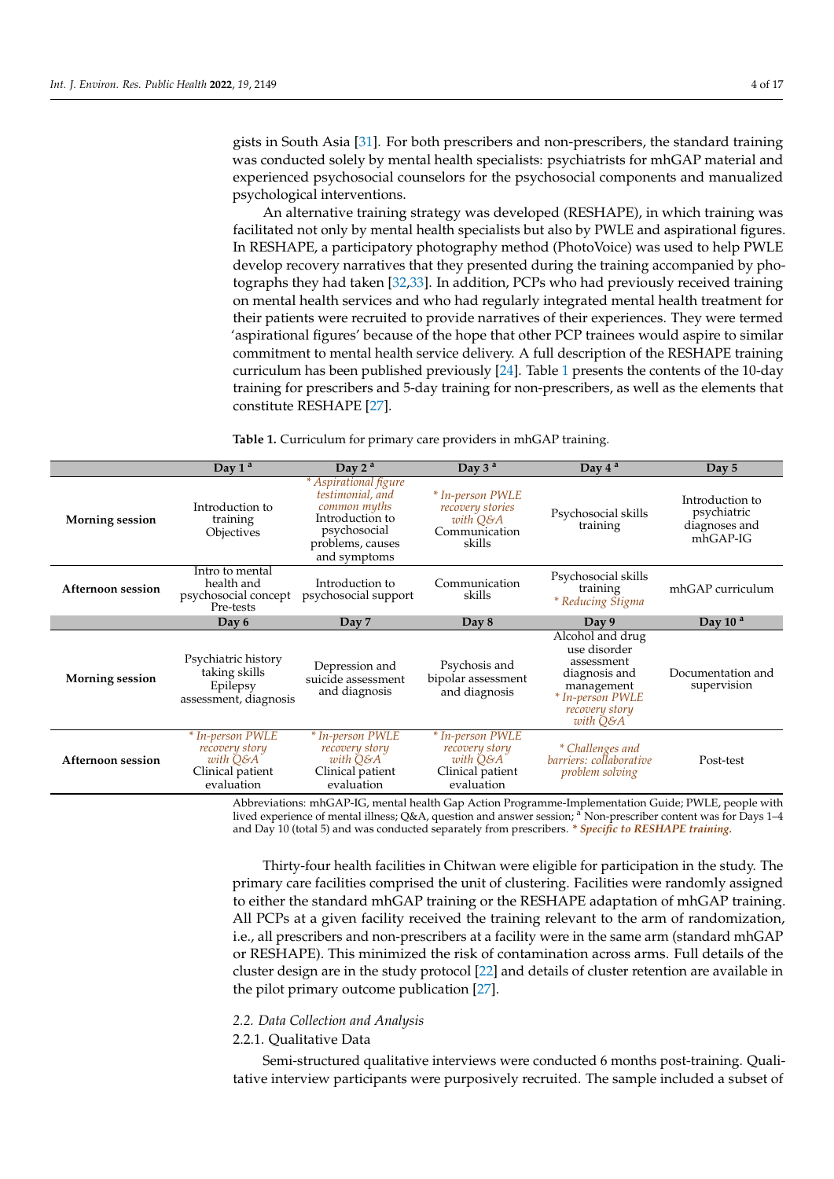gists in South Asia [31]. For both prescribers and non-prescribers, the standard training was conducted solely by mental health specialists: psychiatrists for mhGAP material and experienced psychosocial counselors for the psychosocial components and manualized psychological interventions.

An alternative training strategy was developed (RESHAPE), in which training was facilitated not only by mental health specialists but also by PWLE and aspirational figures. In RESHAPE, a participatory photography method (PhotoVoice) was used to help PWLE develop recovery narratives that they presented during the training accompanied by photographs they had taken [32,33]. In addition, PCPs who had previously received training on mental health services and who had regularly integrated mental health treatment for their patients were recruited to provide narratives of their experiences. They were termed 'aspirational figures' because of the hope that other PCP trainees would aspire to similar commitment to mental health service delivery. A full description of the RESHAPE training curriculum has been published previously [24]. Table 1 presents the contents of the 10-day training for prescribers and 5-day training for non-prescribers, as well as the elements that constitute RESHAPE [27].

**Table 1.** Curriculum for primary care providers in mhGAP training.

| | Day 1 [a] | Day 2 [a] | Day 3 [a] | Day 4 [a] | Day 5 |
|---|---|---|---|---|---|
| **Morning session** | Introduction to training Objectives | *\* Aspirational figure testimonial, and common myths* Introduction to psychosocial problems, causes and symptoms | *\* In-person PWLE recovery stories with Q&A* Communication skills | Psychosocial skills training | Introduction to psychiatric diagnoses and mhGAP-IG |
| **Afternoon session** | Intro to mental health and psychosocial concept Pre-tests | Introduction to psychosocial support | Communication skills | Psychosocial skills training *\* Reducing Stigma* | mhGAP curriculum |
| | **Day 6** | **Day 7** | **Day 8** | **Day 9** | **Day 10 [a]** |
| **Morning session** | Psychiatric history taking skills Epilepsy assessment, diagnosis | Depression and suicide assessment and diagnosis | Psychosis and bipolar assessment and diagnosis | Alcohol and drug use disorder assessment diagnosis and management *\* In-person PWLE recovery story with Q&A* | Documentation and supervision |
| **Afternoon session** | *\* In-person PWLE recovery story with Q&A* Clinical patient evaluation | *\* In-person PWLE recovery story with Q&A* Clinical patient evaluation | *\* In-person PWLE recovery story with Q&A* Clinical patient evaluation | *\* Challenges and barriers: collaborative problem solving* | Post-test |

Abbreviations: mhGAP-IG, mental health Gap Action Programme-Implementation Guide; PWLE, people with lived experience of mental illness; Q&A, question and answer session; [a] Non-prescriber content was for Days 1–4 and Day 10 (total 5) and was conducted separately from prescribers. *\* **Specific to RESHAPE training.***

Thirty-four health facilities in Chitwan were eligible for participation in the study. The primary care facilities comprised the unit of clustering. Facilities were randomly assigned to either the standard mhGAP training or the RESHAPE adaptation of mhGAP training. All PCPs at a given facility received the training relevant to the arm of randomization, i.e., all prescribers and non-prescribers at a facility were in the same arm (standard mhGAP or RESHAPE). This minimized the risk of contamination across arms. Full details of the cluster design are in the study protocol [22] and details of cluster retention are available in the pilot primary outcome publication [27].

### *2.2. Data Collection and Analysis*

#### 2.2.1. Qualitative Data

Semi-structured qualitative interviews were conducted 6 months post-training. Qualitative interview participants were purposively recruited. The sample included a subset of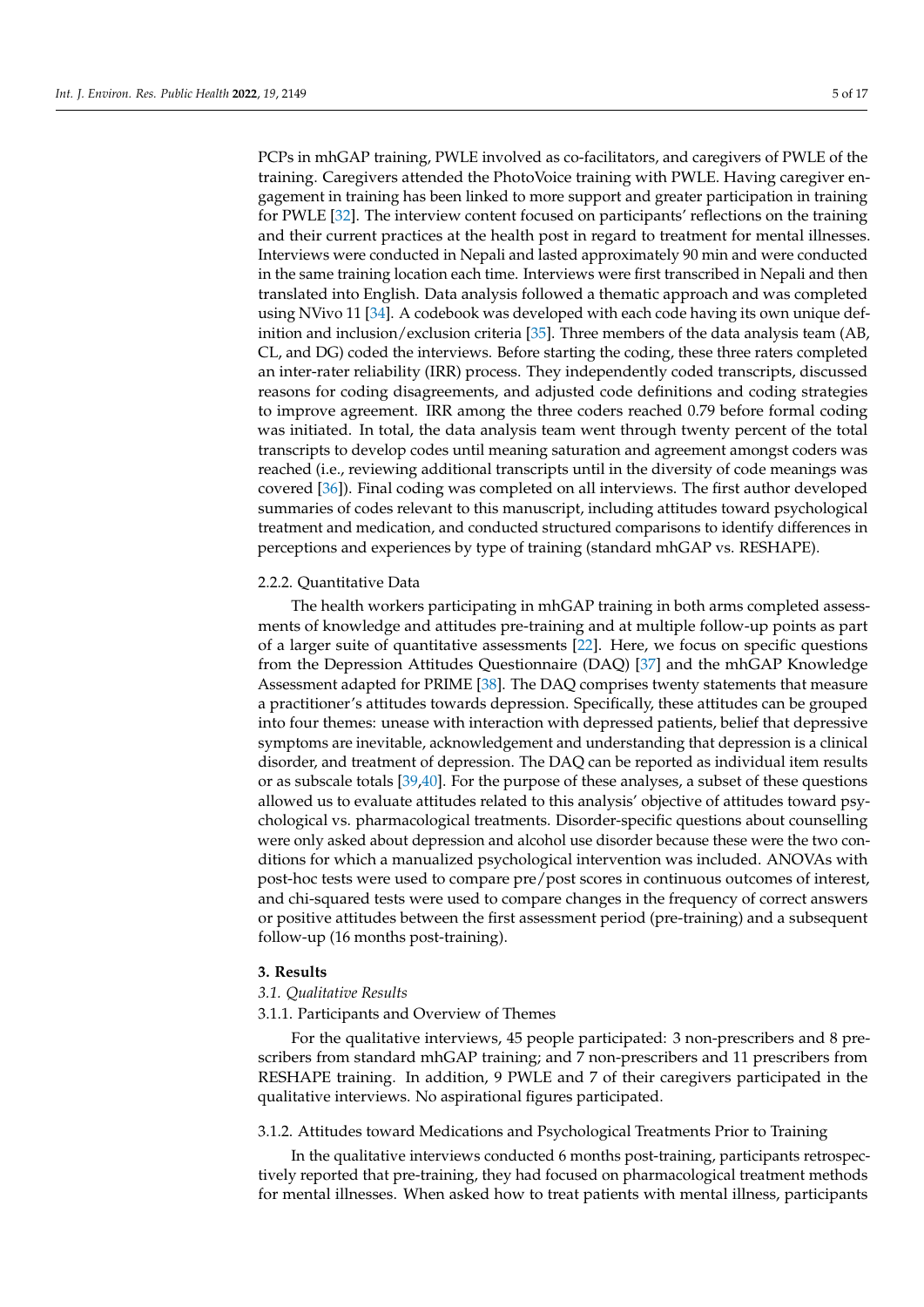PCPs in mhGAP training, PWLE involved as co-facilitators, and caregivers of PWLE of the training. Caregivers attended the PhotoVoice training with PWLE. Having caregiver engagement in training has been linked to more support and greater participation in training for PWLE [32]. The interview content focused on participants' reflections on the training and their current practices at the health post in regard to treatment for mental illnesses. Interviews were conducted in Nepali and lasted approximately 90 min and were conducted in the same training location each time. Interviews were first transcribed in Nepali and then translated into English. Data analysis followed a thematic approach and was completed using NVivo 11 [34]. A codebook was developed with each code having its own unique definition and inclusion/exclusion criteria [35]. Three members of the data analysis team (AB, CL, and DG) coded the interviews. Before starting the coding, these three raters completed an inter-rater reliability (IRR) process. They independently coded transcripts, discussed reasons for coding disagreements, and adjusted code definitions and coding strategies to improve agreement. IRR among the three coders reached 0.79 before formal coding was initiated. In total, the data analysis team went through twenty percent of the total transcripts to develop codes until meaning saturation and agreement amongst coders was reached (i.e., reviewing additional transcripts until in the diversity of code meanings was covered [36]). Final coding was completed on all interviews. The first author developed summaries of codes relevant to this manuscript, including attitudes toward psychological treatment and medication, and conducted structured comparisons to identify differences in perceptions and experiences by type of training (standard mhGAP vs. RESHAPE).

#### 2.2.2. Quantitative Data

The health workers participating in mhGAP training in both arms completed assessments of knowledge and attitudes pre-training and at multiple follow-up points as part of a larger suite of quantitative assessments [22]. Here, we focus on specific questions from the Depression Attitudes Questionnaire (DAQ) [37] and the mhGAP Knowledge Assessment adapted for PRIME [38]. The DAQ comprises twenty statements that measure a practitioner's attitudes towards depression. Specifically, these attitudes can be grouped into four themes: unease with interaction with depressed patients, belief that depressive symptoms are inevitable, acknowledgement and understanding that depression is a clinical disorder, and treatment of depression. The DAQ can be reported as individual item results or as subscale totals [39,40]. For the purpose of these analyses, a subset of these questions allowed us to evaluate attitudes related to this analysis' objective of attitudes toward psychological vs. pharmacological treatments. Disorder-specific questions about counselling were only asked about depression and alcohol use disorder because these were the two conditions for which a manualized psychological intervention was included. ANOVAs with post-hoc tests were used to compare pre/post scores in continuous outcomes of interest, and chi-squared tests were used to compare changes in the frequency of correct answers or positive attitudes between the first assessment period (pre-training) and a subsequent follow-up (16 months post-training).

## 3. Results

### 3.1. Qualitative Results

#### 3.1.1. Participants and Overview of Themes

For the qualitative interviews, 45 people participated: 3 non-prescribers and 8 prescribers from standard mhGAP training; and 7 non-prescribers and 11 prescribers from RESHAPE training. In addition, 9 PWLE and 7 of their caregivers participated in the qualitative interviews. No aspirational figures participated.

#### 3.1.2. Attitudes toward Medications and Psychological Treatments Prior to Training

In the qualitative interviews conducted 6 months post-training, participants retrospectively reported that pre-training, they had focused on pharmacological treatment methods for mental illnesses. When asked how to treat patients with mental illness, participants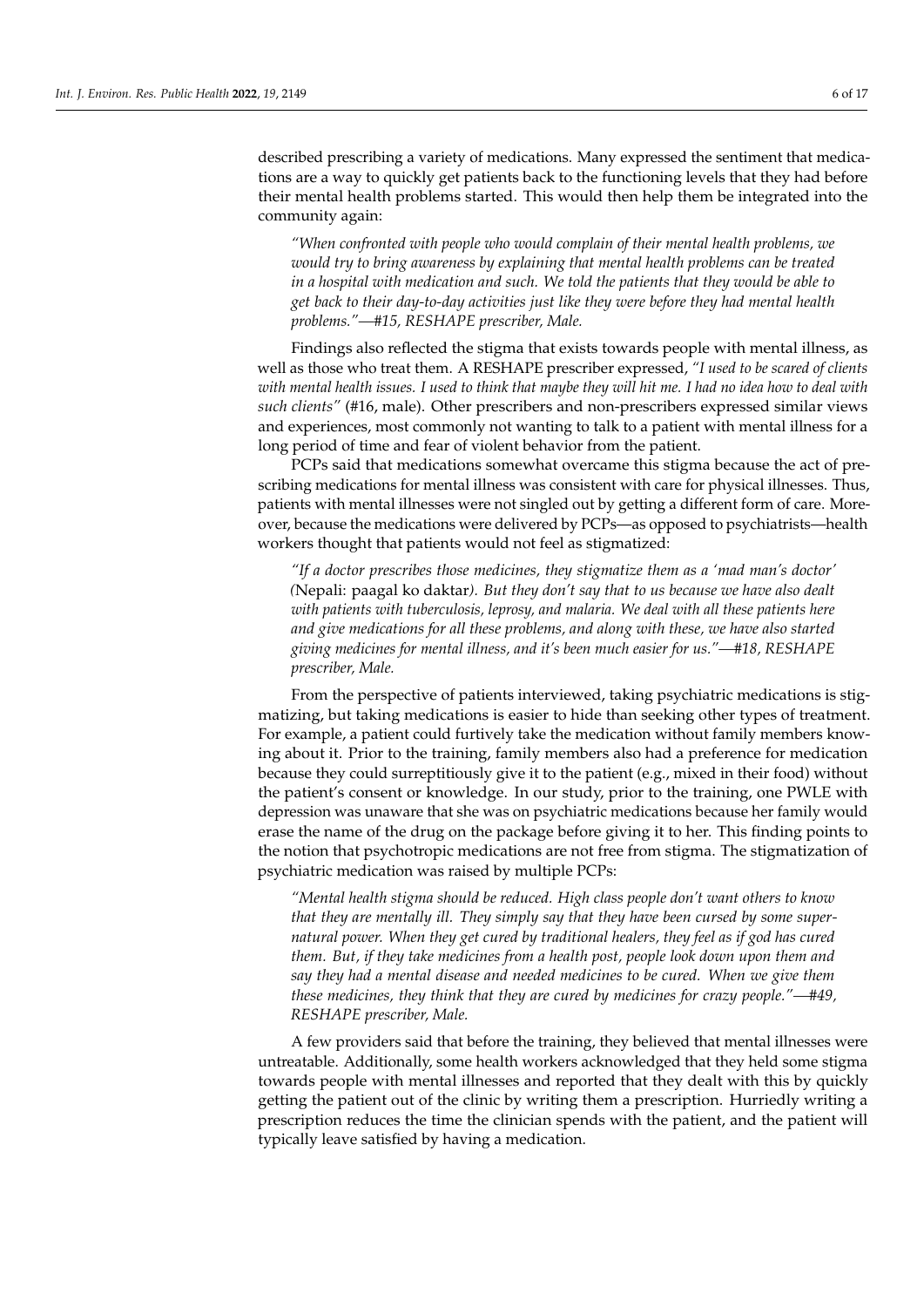described prescribing a variety of medications. Many expressed the sentiment that medications are a way to quickly get patients back to the functioning levels that they had before their mental health problems started. This would then help them be integrated into the community again:

> *"When confronted with people who would complain of their mental health problems, we would try to bring awareness by explaining that mental health problems can be treated in a hospital with medication and such. We told the patients that they would be able to get back to their day-to-day activities just like they were before they had mental health problems."—#15, RESHAPE prescriber, Male.*

Findings also reflected the stigma that exists towards people with mental illness, as well as those who treat them. A RESHAPE prescriber expressed, *"I used to be scared of clients with mental health issues. I used to think that maybe they will hit me. I had no idea how to deal with such clients"* (#16, male). Other prescribers and non-prescribers expressed similar views and experiences, most commonly not wanting to talk to a patient with mental illness for a long period of time and fear of violent behavior from the patient.

PCPs said that medications somewhat overcame this stigma because the act of prescribing medications for mental illness was consistent with care for physical illnesses. Thus, patients with mental illnesses were not singled out by getting a different form of care. Moreover, because the medications were delivered by PCPs—as opposed to psychiatrists—health workers thought that patients would not feel as stigmatized:

> *"If a doctor prescribes those medicines, they stigmatize them as a 'mad man's doctor' (*Nepali: paagal ko daktar*). But they don't say that to us because we have also dealt with patients with tuberculosis, leprosy, and malaria. We deal with all these patients here and give medications for all these problems, and along with these, we have also started giving medicines for mental illness, and it's been much easier for us."—#18, RESHAPE prescriber, Male.*

From the perspective of patients interviewed, taking psychiatric medications is stigmatizing, but taking medications is easier to hide than seeking other types of treatment. For example, a patient could furtively take the medication without family members knowing about it. Prior to the training, family members also had a preference for medication because they could surreptitiously give it to the patient (e.g., mixed in their food) without the patient's consent or knowledge. In our study, prior to the training, one PWLE with depression was unaware that she was on psychiatric medications because her family would erase the name of the drug on the package before giving it to her. This finding points to the notion that psychotropic medications are not free from stigma. The stigmatization of psychiatric medication was raised by multiple PCPs:

> *"Mental health stigma should be reduced. High class people don't want others to know that they are mentally ill. They simply say that they have been cursed by some supernatural power. When they get cured by traditional healers, they feel as if god has cured them. But, if they take medicines from a health post, people look down upon them and say they had a mental disease and needed medicines to be cured. When we give them these medicines, they think that they are cured by medicines for crazy people."—#49, RESHAPE prescriber, Male.*

A few providers said that before the training, they believed that mental illnesses were untreatable. Additionally, some health workers acknowledged that they held some stigma towards people with mental illnesses and reported that they dealt with this by quickly getting the patient out of the clinic by writing them a prescription. Hurriedly writing a prescription reduces the time the clinician spends with the patient, and the patient will typically leave satisfied by having a medication.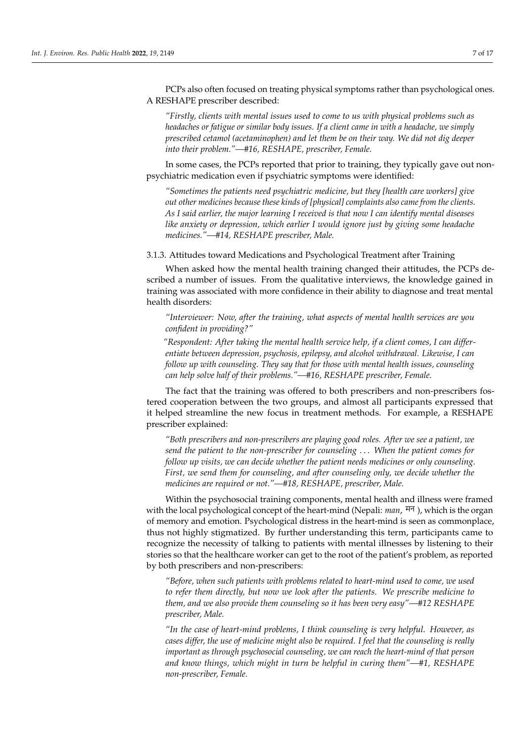PCPs also often focused on treating physical symptoms rather than psychological ones. A RESHAPE prescriber described:

> *"Firstly, clients with mental issues used to come to us with physical problems such as headaches or fatigue or similar body issues. If a client came in with a headache, we simply prescribed cetamol (acetaminophen) and let them be on their way. We did not dig deeper into their problem."—#16, RESHAPE, prescriber, Female.*

In some cases, the PCPs reported that prior to training, they typically gave out non-psychiatric medication even if psychiatric symptoms were identified:

> *"Sometimes the patients need psychiatric medicine, but they [health care workers] give out other medicines because these kinds of [physical] complaints also came from the clients. As I said earlier, the major learning I received is that now I can identify mental diseases like anxiety or depression, which earlier I would ignore just by giving some headache medicines."—#14, RESHAPE prescriber, Male.*

#### 3.1.3. Attitudes toward Medications and Psychological Treatment after Training

When asked how the mental health training changed their attitudes, the PCPs described a number of issues. From the qualitative interviews, the knowledge gained in training was associated with more confidence in their ability to diagnose and treat mental health disorders:

> *"Interviewer: Now, after the training, what aspects of mental health services are you confident in providing?"*
>
> *"Respondent: After taking the mental health service help, if a client comes, I can differentiate between depression, psychosis, epilepsy, and alcohol withdrawal. Likewise, I can follow up with counseling. They say that for those with mental health issues, counseling can help solve half of their problems."—#16, RESHAPE prescriber, Female.*

The fact that the training was offered to both prescribers and non-prescribers fostered cooperation between the two groups, and almost all participants expressed that it helped streamline the new focus in treatment methods. For example, a RESHAPE prescriber explained:

> *"Both prescribers and non-prescribers are playing good roles. After we see a patient, we send the patient to the non-prescriber for counseling ... When the patient comes for follow up visits, we can decide whether the patient needs medicines or only counseling. First, we send them for counseling, and after counseling only, we decide whether the medicines are required or not."—#18, RESHAPE, prescriber, Male.*

Within the psychosocial training components, mental health and illness were framed with the local psychological concept of the heart-mind (Nepali: *man*, मन ), which is the organ of memory and emotion. Psychological distress in the heart-mind is seen as commonplace, thus not highly stigmatized. By further understanding this term, participants came to recognize the necessity of talking to patients with mental illnesses by listening to their stories so that the healthcare worker can get to the root of the patient's problem, as reported by both prescribers and non-prescribers:

> *"Before, when such patients with problems related to heart-mind used to come, we used to refer them directly, but now we look after the patients. We prescribe medicine to them, and we also provide them counseling so it has been very easy"—#12 RESHAPE prescriber, Male.*

> *"In the case of heart-mind problems, I think counseling is very helpful. However, as cases differ, the use of medicine might also be required. I feel that the counseling is really important as through psychosocial counseling, we can reach the heart-mind of that person and know things, which might in turn be helpful in curing them"—#1, RESHAPE non-prescriber, Female.*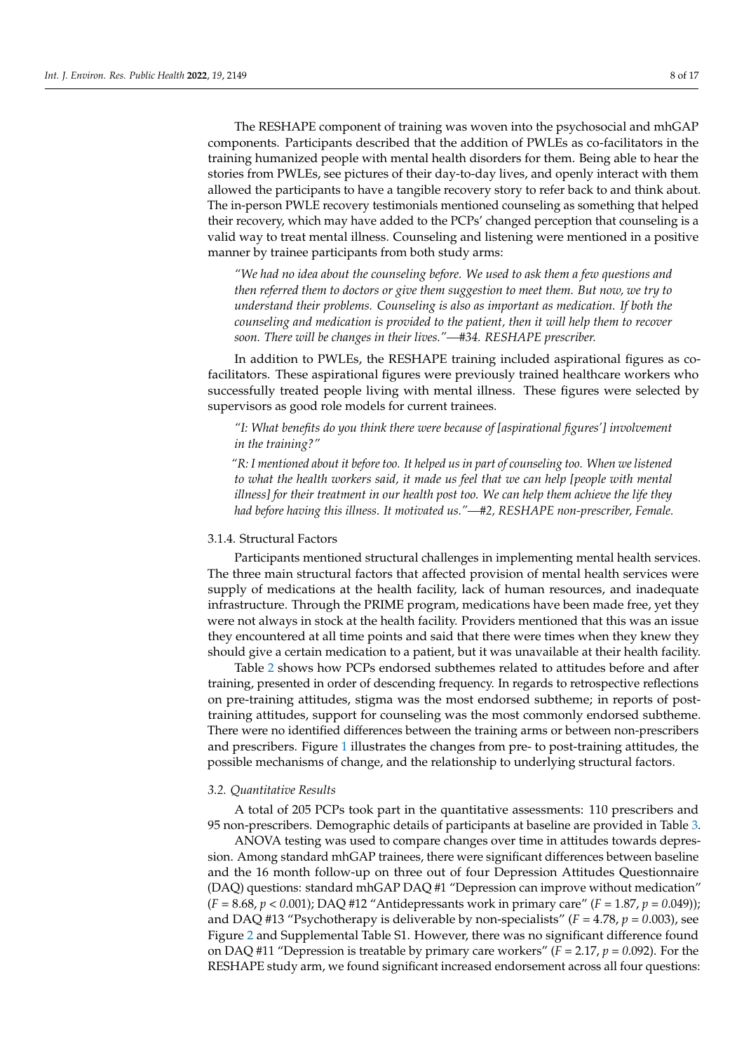The RESHAPE component of training was woven into the psychosocial and mhGAP components. Participants described that the addition of PWLEs as co-facilitators in the training humanized people with mental health disorders for them. Being able to hear the stories from PWLEs, see pictures of their day-to-day lives, and openly interact with them allowed the participants to have a tangible recovery story to refer back to and think about. The in-person PWLE recovery testimonials mentioned counseling as something that helped their recovery, which may have added to the PCPs' changed perception that counseling is a valid way to treat mental illness. Counseling and listening were mentioned in a positive manner by trainee participants from both study arms:

> *"We had no idea about the counseling before. We used to ask them a few questions and then referred them to doctors or give them suggestion to meet them. But now, we try to understand their problems. Counseling is also as important as medication. If both the counseling and medication is provided to the patient, then it will help them to recover soon. There will be changes in their lives."—#34. RESHAPE prescriber.*

In addition to PWLEs, the RESHAPE training included aspirational figures as co-facilitators. These aspirational figures were previously trained healthcare workers who successfully treated people living with mental illness. These figures were selected by supervisors as good role models for current trainees.

> *"I: What benefits do you think there were because of [aspirational figures'] involvement in the training?"*
>
> *"R: I mentioned about it before too. It helped us in part of counseling too. When we listened to what the health workers said, it made us feel that we can help [people with mental illness] for their treatment in our health post too. We can help them achieve the life they had before having this illness. It motivated us."—#2, RESHAPE non-prescriber, Female.*

#### 3.1.4. Structural Factors

Participants mentioned structural challenges in implementing mental health services. The three main structural factors that affected provision of mental health services were supply of medications at the health facility, lack of human resources, and inadequate infrastructure. Through the PRIME program, medications have been made free, yet they were not always in stock at the health facility. Providers mentioned that this was an issue they encountered at all time points and said that there were times when they knew they should give a certain medication to a patient, but it was unavailable at their health facility.

Table 2 shows how PCPs endorsed subthemes related to attitudes before and after training, presented in order of descending frequency. In regards to retrospective reflections on pre-training attitudes, stigma was the most endorsed subtheme; in reports of post-training attitudes, support for counseling was the most commonly endorsed subtheme. There were no identified differences between the training arms or between non-prescribers and prescribers. Figure 1 illustrates the changes from pre- to post-training attitudes, the possible mechanisms of change, and the relationship to underlying structural factors.

### *3.2. Quantitative Results*

A total of 205 PCPs took part in the quantitative assessments: 110 prescribers and 95 non-prescribers. Demographic details of participants at baseline are provided in Table 3.

ANOVA testing was used to compare changes over time in attitudes towards depression. Among standard mhGAP trainees, there were significant differences between baseline and the 16 month follow-up on three out of four Depression Attitudes Questionnaire (DAQ) questions: standard mhGAP DAQ #1 "Depression can improve without medication" ($F = 8.68$, $p < 0.001$); DAQ #12 "Antidepressants work in primary care" ($F = 1.87$, $p = 0.049$)); and DAQ #13 "Psychotherapy is deliverable by non-specialists" ($F = 4.78$, $p = 0.003$), see Figure 2 and Supplemental Table S1. However, there was no significant difference found on DAQ #11 "Depression is treatable by primary care workers" ($F = 2.17$, $p = 0.092$). For the RESHAPE study arm, we found significant increased endorsement across all four questions: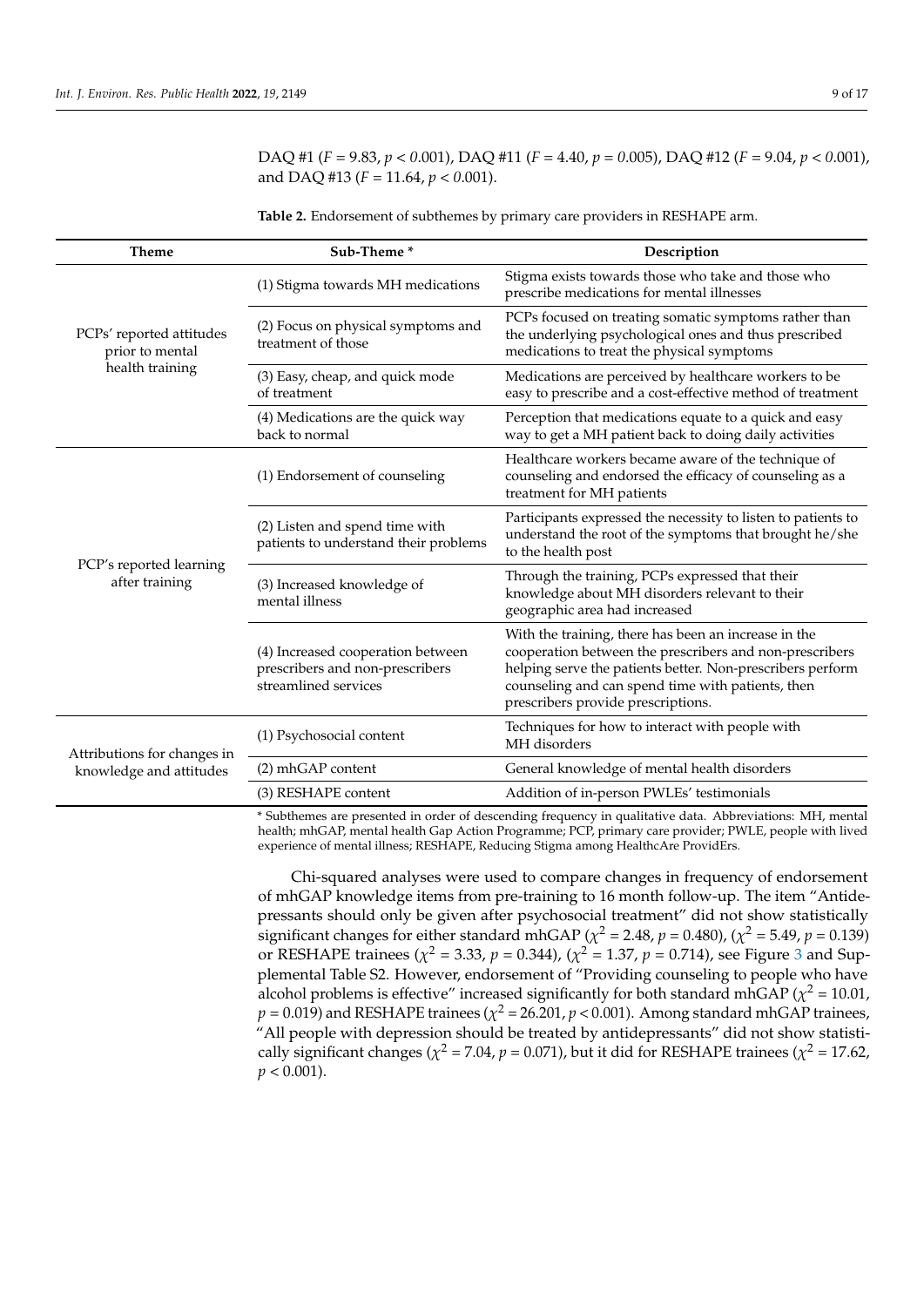DAQ #1 ($F = 9.83$, $p < 0.001$), DAQ #11 ($F = 4.40$, $p = 0.005$), DAQ #12 ($F = 9.04$, $p < 0.001$), and DAQ #13 ($F = 11.64$, $p < 0.001$).

**Table 2.** Endorsement of subthemes by primary care providers in RESHAPE arm.

| Theme | Sub-Theme * | Description |
|---|---|---|
| PCPs' reported attitudes prior to mental health training | (1) Stigma towards MH medications | Stigma exists towards those who take and those who prescribe medications for mental illnesses |
| | (2) Focus on physical symptoms and treatment of those | PCPs focused on treating somatic symptoms rather than the underlying psychological ones and thus prescribed medications to treat the physical symptoms |
| | (3) Easy, cheap, and quick mode of treatment | Medications are perceived by healthcare workers to be easy to prescribe and a cost-effective method of treatment |
| | (4) Medications are the quick way back to normal | Perception that medications equate to a quick and easy way to get a MH patient back to doing daily activities |
| PCP's reported learning after training | (1) Endorsement of counseling | Healthcare workers became aware of the technique of counseling and endorsed the efficacy of counseling as a treatment for MH patients |
| | (2) Listen and spend time with patients to understand their problems | Participants expressed the necessity to listen to patients to understand the root of the symptoms that brought he/she to the health post |
| | (3) Increased knowledge of mental illness | Through the training, PCPs expressed that their knowledge about MH disorders relevant to their geographic area had increased |
| | (4) Increased cooperation between prescribers and non-prescribers streamlined services | With the training, there has been an increase in the cooperation between the prescribers and non-prescribers helping serve the patients better. Non-prescribers perform counseling and can spend time with patients, then prescribers provide prescriptions. |
| Attributions for changes in knowledge and attitudes | (1) Psychosocial content | Techniques for how to interact with people with MH disorders |
| | (2) mhGAP content | General knowledge of mental health disorders |
| | (3) RESHAPE content | Addition of in-person PWLEs' testimonials |

* Subthemes are presented in order of descending frequency in qualitative data. Abbreviations: MH, mental health; mhGAP, mental health Gap Action Programme; PCP, primary care provider; PWLE, people with lived experience of mental illness; RESHAPE, Reducing Stigma among HealthcAre ProvidErs.

Chi-squared analyses were used to compare changes in frequency of endorsement of mhGAP knowledge items from pre-training to 16 month follow-up. The item "Antidepressants should only be given after psychosocial treatment" did not show statistically significant changes for either standard mhGAP ($\chi^2 = 2.48$, $p = 0.480$), ($\chi^2 = 5.49$, $p = 0.139$) or RESHAPE trainees ($\chi^2 = 3.33$, $p = 0.344$), ($\chi^2 = 1.37$, $p = 0.714$), see Figure 3 and Supplemental Table S2. However, endorsement of "Providing counseling to people who have alcohol problems is effective" increased significantly for both standard mhGAP ($\chi^2 = 10.01$, $p = 0.019$) and RESHAPE trainees ($\chi^2 = 26.201$, $p < 0.001$). Among standard mhGAP trainees, "All people with depression should be treated by antidepressants" did not show statistically significant changes ($\chi^2 = 7.04$, $p = 0.071$), but it did for RESHAPE trainees ($\chi^2 = 17.62$, $p < 0.001$).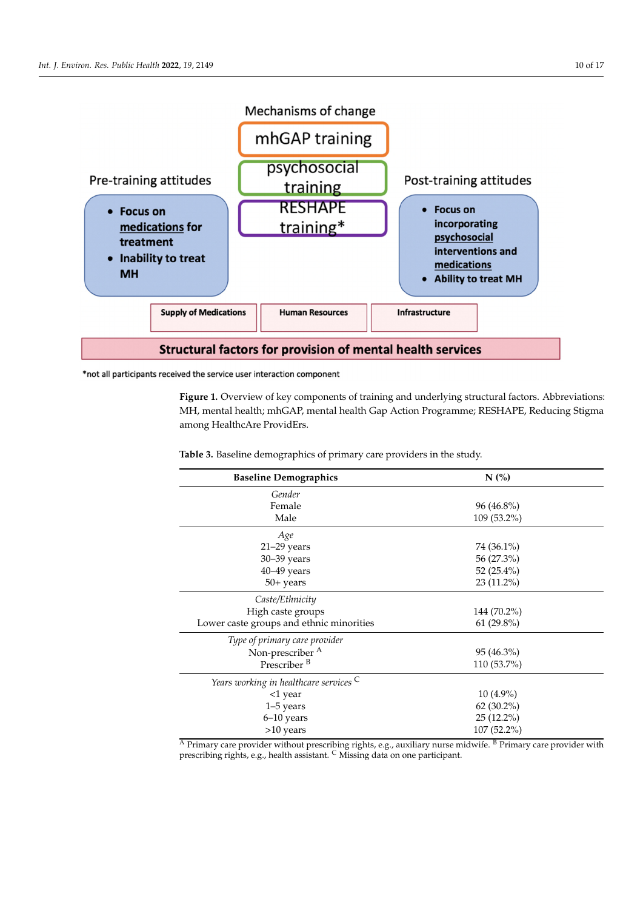Mechanisms of change

mhGAP training

psychosocial training

RESHAPE training*

Pre-training attitudes

- **Focus on medications for treatment**
- **Inability to treat MH**

Post-training attitudes

- **Focus on incorporating psychosocial interventions and medications**
- **Ability to treat MH**

**Supply of Medications** | **Human Resources** | **Infrastructure**

**Structural factors for provision of mental health services**

*not all participants received the service user interaction component

**Figure 1.** Overview of key components of training and underlying structural factors. Abbreviations: MH, mental health; mhGAP, mental health Gap Action Programme; RESHAPE, Reducing Stigma among HealthcAre ProvidErs.

**Table 3.** Baseline demographics of primary care providers in the study.

| Baseline Demographics | N (%) |
|---|---|
| *Gender* | |
| Female | 96 (46.8%) |
| Male | 109 (53.2%) |
| *Age* | |
| 21–29 years | 74 (36.1%) |
| 30–39 years | 56 (27.3%) |
| 40–49 years | 52 (25.4%) |
| 50+ years | 23 (11.2%) |
| *Caste/Ethnicity* | |
| High caste groups | 144 (70.2%) |
| Lower caste groups and ethnic minorities | 61 (29.8%) |
| *Type of primary care provider* | |
| Non-prescriber [A] | 95 (46.3%) |
| Prescriber [B] | 110 (53.7%) |
| *Years working in healthcare services* [C] | |
| <1 year | 10 (4.9%) |
| 1–5 years | 62 (30.2%) |
| 6–10 years | 25 (12.2%) |
| >10 years | 107 (52.2%) |

[A] Primary care provider without prescribing rights, e.g., auxiliary nurse midwife. [B] Primary care provider with prescribing rights, e.g., health assistant. [C] Missing data on one participant.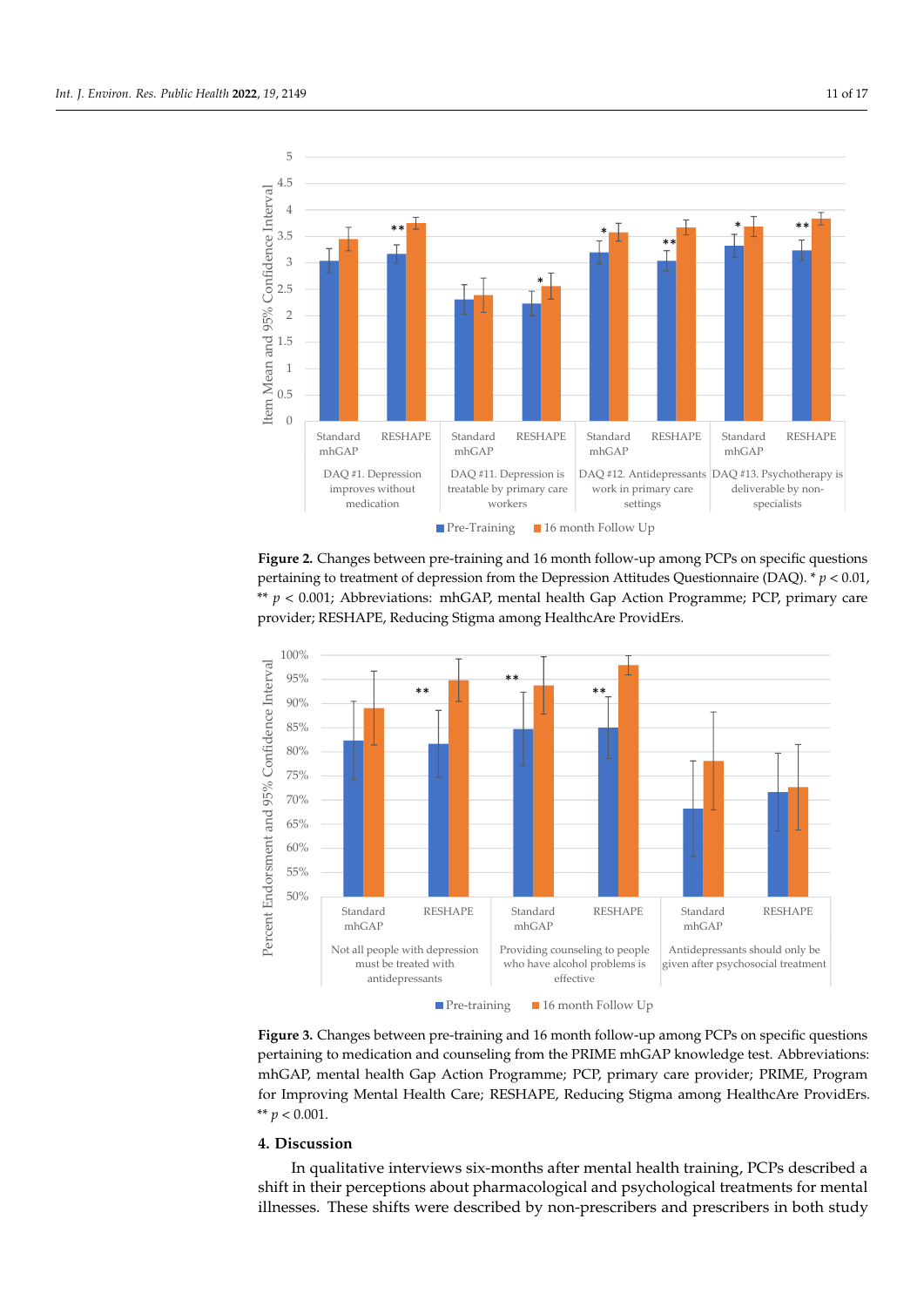**Figure 2.** Changes between pre-training and 16 month follow-up among PCPs on specific questions pertaining to treatment of depression from the Depression Attitudes Questionnaire (DAQ). * $p < 0.01$, ** $p < 0.001$; Abbreviations: mhGAP, mental health Gap Action Programme; PCP, primary care provider; RESHAPE, Reducing Stigma among HealthcAre ProvidErs.

**Figure 3.** Changes between pre-training and 16 month follow-up among PCPs on specific questions pertaining to medication and counseling from the PRIME mhGAP knowledge test. Abbreviations: mhGAP, mental health Gap Action Programme; PCP, primary care provider; PRIME, Program for Improving Mental Health Care; RESHAPE, Reducing Stigma among HealthcAre ProvidErs. ** $p < 0.001$.

## 4. Discussion

In qualitative interviews six-months after mental health training, PCPs described a shift in their perceptions about pharmacological and psychological treatments for mental illnesses. These shifts were described by non-prescribers and prescribers in both study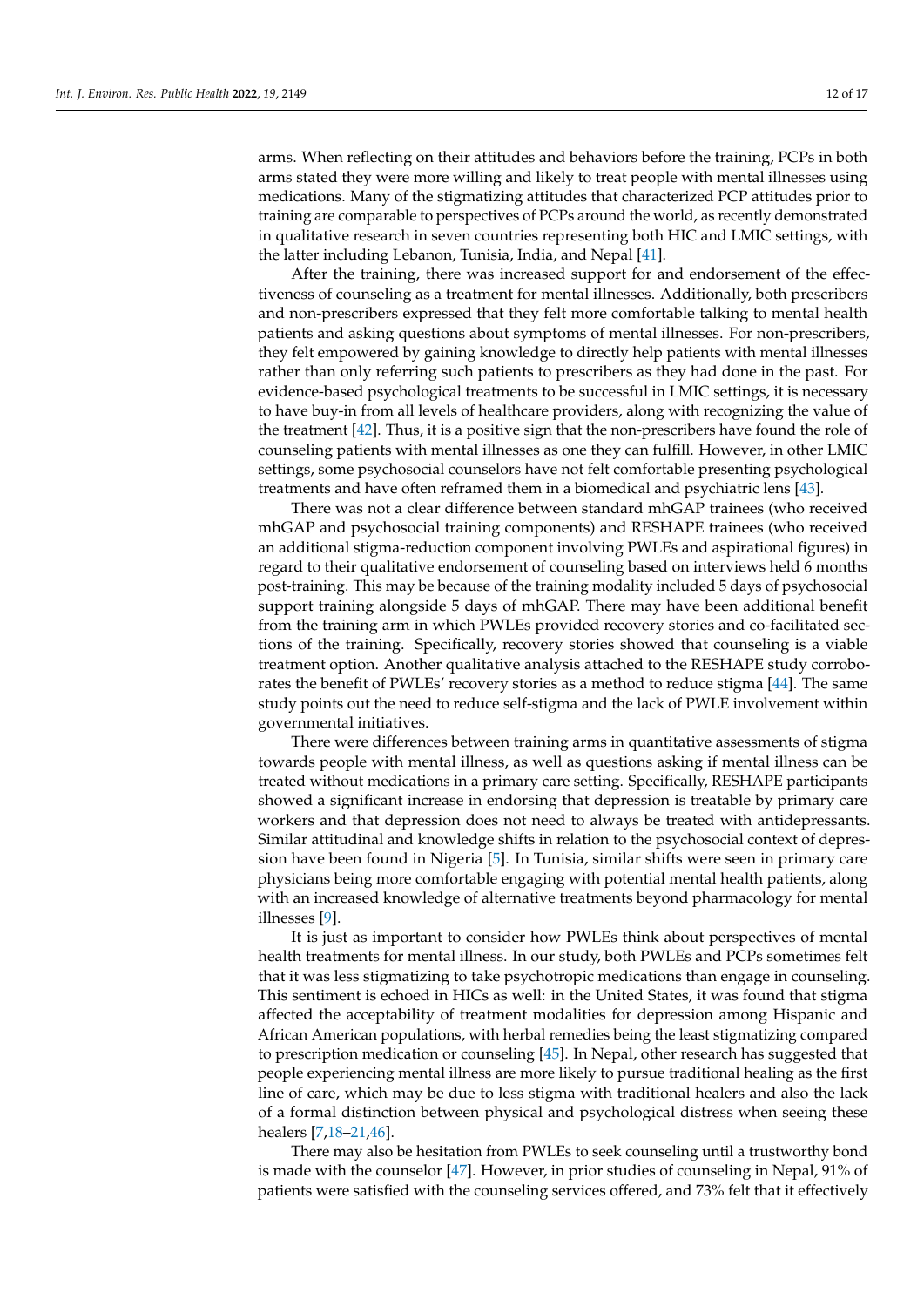arms. When reflecting on their attitudes and behaviors before the training, PCPs in both arms stated they were more willing and likely to treat people with mental illnesses using medications. Many of the stigmatizing attitudes that characterized PCP attitudes prior to training are comparable to perspectives of PCPs around the world, as recently demonstrated in qualitative research in seven countries representing both HIC and LMIC settings, with the latter including Lebanon, Tunisia, India, and Nepal [41].

After the training, there was increased support for and endorsement of the effectiveness of counseling as a treatment for mental illnesses. Additionally, both prescribers and non-prescribers expressed that they felt more comfortable talking to mental health patients and asking questions about symptoms of mental illnesses. For non-prescribers, they felt empowered by gaining knowledge to directly help patients with mental illnesses rather than only referring such patients to prescribers as they had done in the past. For evidence-based psychological treatments to be successful in LMIC settings, it is necessary to have buy-in from all levels of healthcare providers, along with recognizing the value of the treatment [42]. Thus, it is a positive sign that the non-prescribers have found the role of counseling patients with mental illnesses as one they can fulfill. However, in other LMIC settings, some psychosocial counselors have not felt comfortable presenting psychological treatments and have often reframed them in a biomedical and psychiatric lens [43].

There was not a clear difference between standard mhGAP trainees (who received mhGAP and psychosocial training components) and RESHAPE trainees (who received an additional stigma-reduction component involving PWLEs and aspirational figures) in regard to their qualitative endorsement of counseling based on interviews held 6 months post-training. This may be because of the training modality included 5 days of psychosocial support training alongside 5 days of mhGAP. There may have been additional benefit from the training arm in which PWLEs provided recovery stories and co-facilitated sections of the training. Specifically, recovery stories showed that counseling is a viable treatment option. Another qualitative analysis attached to the RESHAPE study corroborates the benefit of PWLEs' recovery stories as a method to reduce stigma [44]. The same study points out the need to reduce self-stigma and the lack of PWLE involvement within governmental initiatives.

There were differences between training arms in quantitative assessments of stigma towards people with mental illness, as well as questions asking if mental illness can be treated without medications in a primary care setting. Specifically, RESHAPE participants showed a significant increase in endorsing that depression is treatable by primary care workers and that depression does not need to always be treated with antidepressants. Similar attitudinal and knowledge shifts in relation to the psychosocial context of depression have been found in Nigeria [5]. In Tunisia, similar shifts were seen in primary care physicians being more comfortable engaging with potential mental health patients, along with an increased knowledge of alternative treatments beyond pharmacology for mental illnesses [9].

It is just as important to consider how PWLEs think about perspectives of mental health treatments for mental illness. In our study, both PWLEs and PCPs sometimes felt that it was less stigmatizing to take psychotropic medications than engage in counseling. This sentiment is echoed in HICs as well: in the United States, it was found that stigma affected the acceptability of treatment modalities for depression among Hispanic and African American populations, with herbal remedies being the least stigmatizing compared to prescription medication or counseling [45]. In Nepal, other research has suggested that people experiencing mental illness are more likely to pursue traditional healing as the first line of care, which may be due to less stigma with traditional healers and also the lack of a formal distinction between physical and psychological distress when seeing these healers [7,18–21,46].

There may also be hesitation from PWLEs to seek counseling until a trustworthy bond is made with the counselor [47]. However, in prior studies of counseling in Nepal, 91% of patients were satisfied with the counseling services offered, and 73% felt that it effectively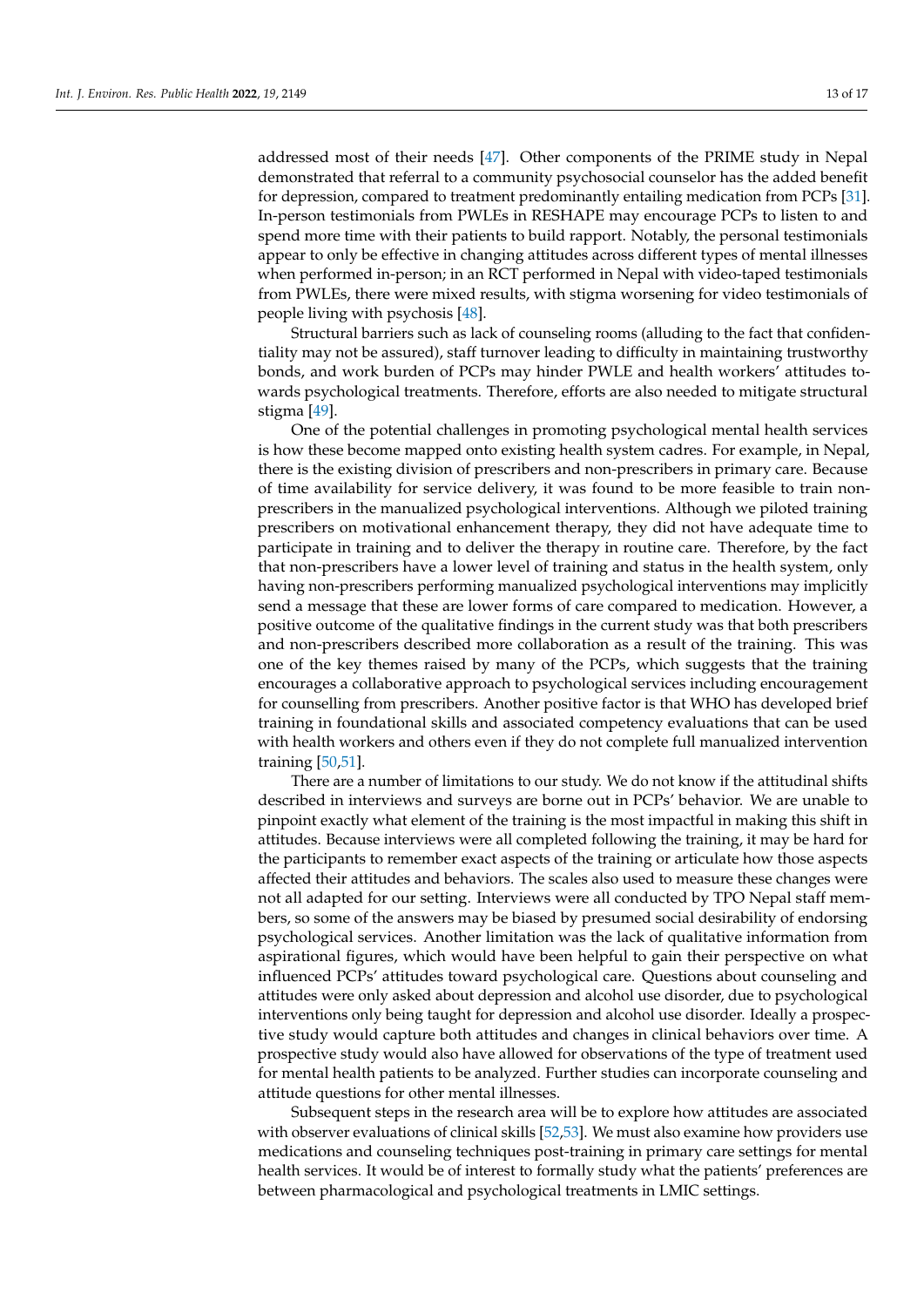addressed most of their needs [47]. Other components of the PRIME study in Nepal demonstrated that referral to a community psychosocial counselor has the added benefit for depression, compared to treatment predominantly entailing medication from PCPs [31]. In-person testimonials from PWLEs in RESHAPE may encourage PCPs to listen to and spend more time with their patients to build rapport. Notably, the personal testimonials appear to only be effective in changing attitudes across different types of mental illnesses when performed in-person; in an RCT performed in Nepal with video-taped testimonials from PWLEs, there were mixed results, with stigma worsening for video testimonials of people living with psychosis [48].

Structural barriers such as lack of counseling rooms (alluding to the fact that confidentiality may not be assured), staff turnover leading to difficulty in maintaining trustworthy bonds, and work burden of PCPs may hinder PWLE and health workers' attitudes towards psychological treatments. Therefore, efforts are also needed to mitigate structural stigma [49].

One of the potential challenges in promoting psychological mental health services is how these become mapped onto existing health system cadres. For example, in Nepal, there is the existing division of prescribers and non-prescribers in primary care. Because of time availability for service delivery, it was found to be more feasible to train non-prescribers in the manualized psychological interventions. Although we piloted training prescribers on motivational enhancement therapy, they did not have adequate time to participate in training and to deliver the therapy in routine care. Therefore, by the fact that non-prescribers have a lower level of training and status in the health system, only having non-prescribers performing manualized psychological interventions may implicitly send a message that these are lower forms of care compared to medication. However, a positive outcome of the qualitative findings in the current study was that both prescribers and non-prescribers described more collaboration as a result of the training. This was one of the key themes raised by many of the PCPs, which suggests that the training encourages a collaborative approach to psychological services including encouragement for counselling from prescribers. Another positive factor is that WHO has developed brief training in foundational skills and associated competency evaluations that can be used with health workers and others even if they do not complete full manualized intervention training [50,51].

There are a number of limitations to our study. We do not know if the attitudinal shifts described in interviews and surveys are borne out in PCPs' behavior. We are unable to pinpoint exactly what element of the training is the most impactful in making this shift in attitudes. Because interviews were all completed following the training, it may be hard for the participants to remember exact aspects of the training or articulate how those aspects affected their attitudes and behaviors. The scales also used to measure these changes were not all adapted for our setting. Interviews were all conducted by TPO Nepal staff members, so some of the answers may be biased by presumed social desirability of endorsing psychological services. Another limitation was the lack of qualitative information from aspirational figures, which would have been helpful to gain their perspective on what influenced PCPs' attitudes toward psychological care. Questions about counseling and attitudes were only asked about depression and alcohol use disorder, due to psychological interventions only being taught for depression and alcohol use disorder. Ideally a prospective study would capture both attitudes and changes in clinical behaviors over time. A prospective study would also have allowed for observations of the type of treatment used for mental health patients to be analyzed. Further studies can incorporate counseling and attitude questions for other mental illnesses.

Subsequent steps in the research area will be to explore how attitudes are associated with observer evaluations of clinical skills [52,53]. We must also examine how providers use medications and counseling techniques post-training in primary care settings for mental health services. It would be of interest to formally study what the patients' preferences are between pharmacological and psychological treatments in LMIC settings.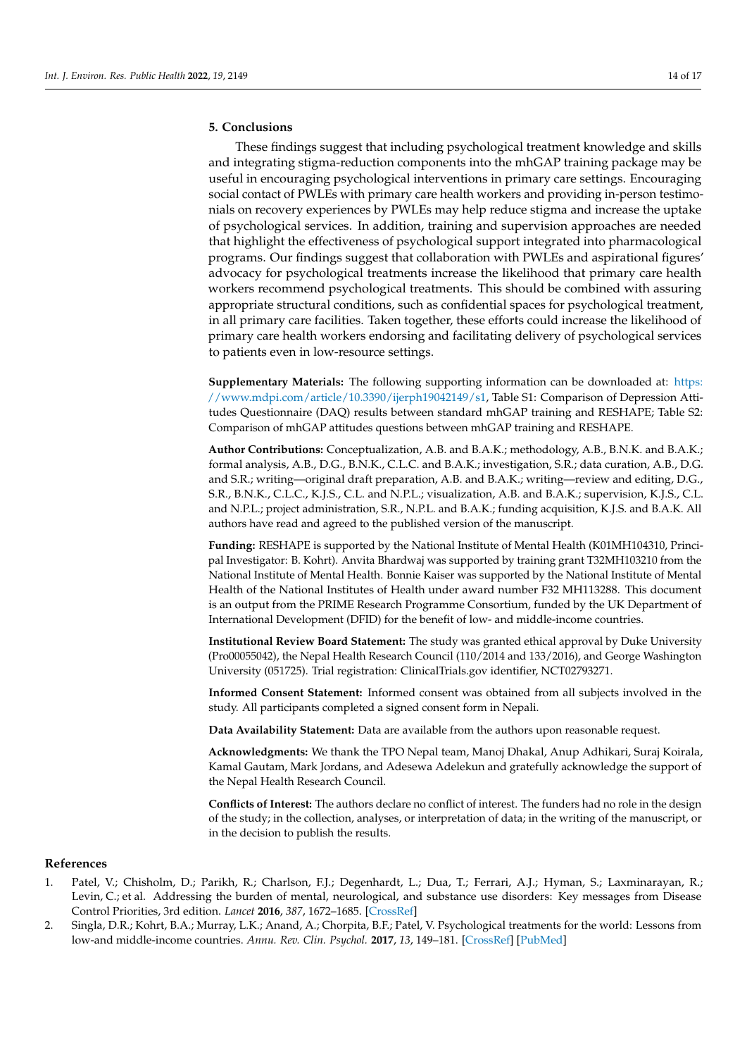## 5. Conclusions

These findings suggest that including psychological treatment knowledge and skills and integrating stigma-reduction components into the mhGAP training package may be useful in encouraging psychological interventions in primary care settings. Encouraging social contact of PWLEs with primary care health workers and providing in-person testimonials on recovery experiences by PWLEs may help reduce stigma and increase the uptake of psychological services. In addition, training and supervision approaches are needed that highlight the effectiveness of psychological support integrated into pharmacological programs. Our findings suggest that collaboration with PWLEs and aspirational figures' advocacy for psychological treatments increase the likelihood that primary care health workers recommend psychological treatments. This should be combined with assuring appropriate structural conditions, such as confidential spaces for psychological treatment, in all primary care facilities. Taken together, these efforts could increase the likelihood of primary care health workers endorsing and facilitating delivery of psychological services to patients even in low-resource settings.

**Supplementary Materials:** The following supporting information can be downloaded at: https://www.mdpi.com/article/10.3390/ijerph19042149/s1, Table S1: Comparison of Depression Attitudes Questionnaire (DAQ) results between standard mhGAP training and RESHAPE; Table S2: Comparison of mhGAP attitudes questions between mhGAP training and RESHAPE.

**Author Contributions:** Conceptualization, A.B. and B.A.K.; methodology, A.B., B.N.K. and B.A.K.; formal analysis, A.B., D.G., B.N.K., C.L.C. and B.A.K.; investigation, S.R.; data curation, A.B., D.G. and S.R.; writing—original draft preparation, A.B. and B.A.K.; writing—review and editing, D.G., S.R., B.N.K., C.L.C., K.J.S., C.L. and N.P.L.; visualization, A.B. and B.A.K.; supervision, K.J.S., C.L. and N.P.L.; project administration, S.R., N.P.L. and B.A.K.; funding acquisition, K.J.S. and B.A.K. All authors have read and agreed to the published version of the manuscript.

**Funding:** RESHAPE is supported by the National Institute of Mental Health (K01MH104310, Principal Investigator: B. Kohrt). Anvita Bhardwaj was supported by training grant T32MH103210 from the National Institute of Mental Health. Bonnie Kaiser was supported by the National Institute of Mental Health of the National Institutes of Health under award number F32 MH113288. This document is an output from the PRIME Research Programme Consortium, funded by the UK Department of International Development (DFID) for the benefit of low- and middle-income countries.

**Institutional Review Board Statement:** The study was granted ethical approval by Duke University (Pro00055042), the Nepal Health Research Council (110/2014 and 133/2016), and George Washington University (051725). Trial registration: ClinicalTrials.gov identifier, NCT02793271.

**Informed Consent Statement:** Informed consent was obtained from all subjects involved in the study. All participants completed a signed consent form in Nepali.

**Data Availability Statement:** Data are available from the authors upon reasonable request.

**Acknowledgments:** We thank the TPO Nepal team, Manoj Dhakal, Anup Adhikari, Suraj Koirala, Kamal Gautam, Mark Jordans, and Adesewa Adelekun and gratefully acknowledge the support of the Nepal Health Research Council.

**Conflicts of Interest:** The authors declare no conflict of interest. The funders had no role in the design of the study; in the collection, analyses, or interpretation of data; in the writing of the manuscript, or in the decision to publish the results.

## References

1. Patel, V.; Chisholm, D.; Parikh, R.; Charlson, F.J.; Degenhardt, L.; Dua, T.; Ferrari, A.J.; Hyman, S.; Laxminarayan, R.; Levin, C.; et al. Addressing the burden of mental, neurological, and substance use disorders: Key messages from Disease Control Priorities, 3rd edition. *Lancet* **2016**, *387*, 1672–1685. [CrossRef]
2. Singla, D.R.; Kohrt, B.A.; Murray, L.K.; Anand, A.; Chorpita, B.F.; Patel, V. Psychological treatments for the world: Lessons from low-and middle-income countries. *Annu. Rev. Clin. Psychol.* **2017**, *13*, 149–181. [CrossRef] [PubMed]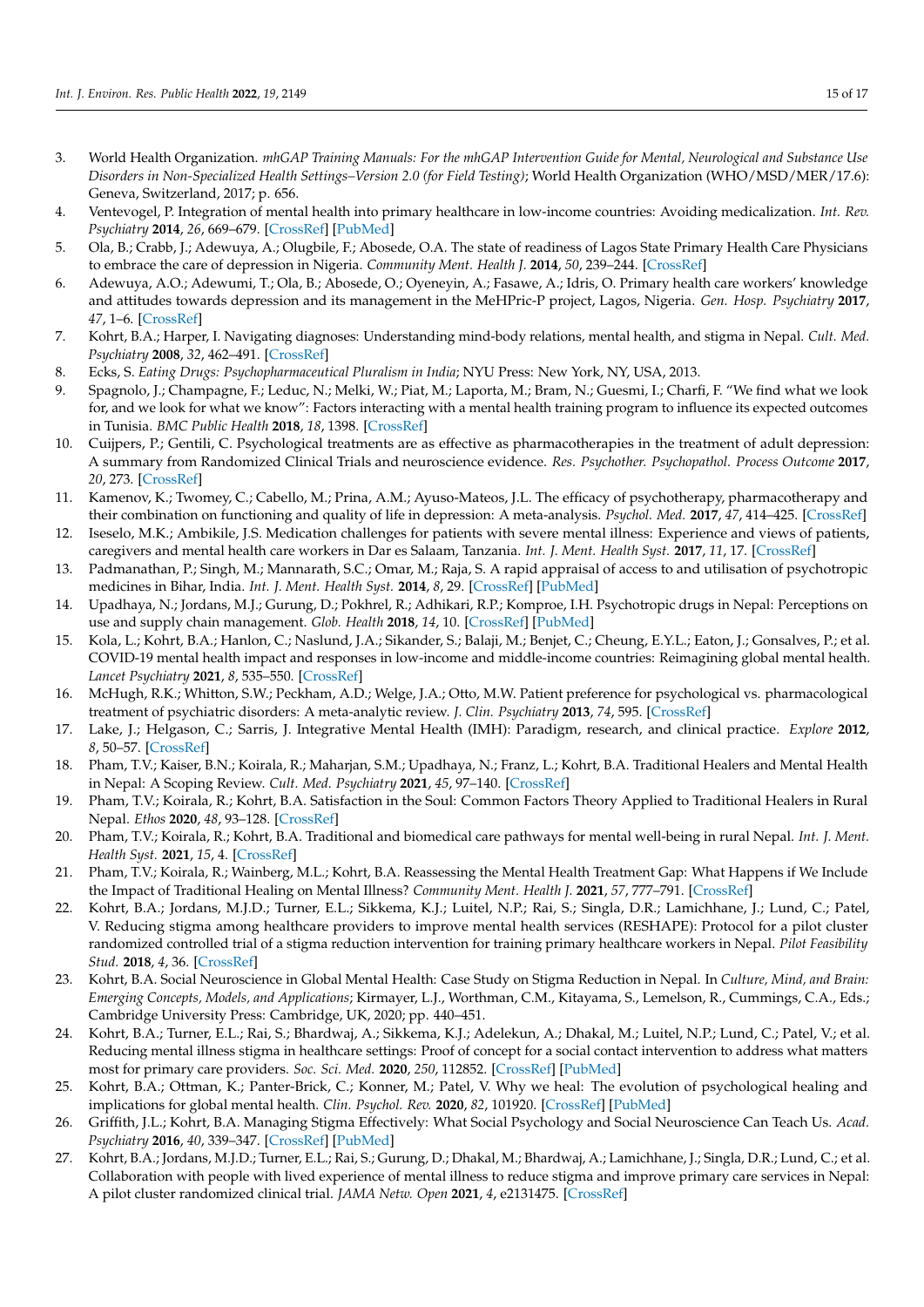3. World Health Organization. *mhGAP Training Manuals: For the mhGAP Intervention Guide for Mental, Neurological and Substance Use Disorders in Non-Specialized Health Settings–Version 2.0 (for Field Testing)*; World Health Organization (WHO/MSD/MER/17.6): Geneva, Switzerland, 2017; p. 656.
4. Ventevogel, P. Integration of mental health into primary healthcare in low-income countries: Avoiding medicalization. *Int. Rev. Psychiatry* **2014**, *26*, 669–679. [CrossRef] [PubMed]
5. Ola, B.; Crabb, J.; Adewuya, A.; Olugbile, F.; Abosede, O.A. The state of readiness of Lagos State Primary Health Care Physicians to embrace the care of depression in Nigeria. *Community Ment. Health J.* **2014**, *50*, 239–244. [CrossRef]
6. Adewuya, A.O.; Adewumi, T.; Ola, B.; Abosede, O.; Oyeneyin, A.; Fasawe, A.; Idris, O. Primary health care workers' knowledge and attitudes towards depression and its management in the MeHPric-P project, Lagos, Nigeria. *Gen. Hosp. Psychiatry* **2017**, *47*, 1–6. [CrossRef]
7. Kohrt, B.A.; Harper, I. Navigating diagnoses: Understanding mind-body relations, mental health, and stigma in Nepal. *Cult. Med. Psychiatry* **2008**, *32*, 462–491. [CrossRef]
8. Ecks, S. *Eating Drugs: Psychopharmaceutical Pluralism in India*; NYU Press: New York, NY, USA, 2013.
9. Spagnolo, J.; Champagne, F.; Leduc, N.; Melki, W.; Piat, M.; Laporta, M.; Bram, N.; Guesmi, I.; Charfi, F. "We find what we look for, and we look for what we know": Factors interacting with a mental health training program to influence its expected outcomes in Tunisia. *BMC Public Health* **2018**, *18*, 1398. [CrossRef]
10. Cuijpers, P.; Gentili, C. Psychological treatments are as effective as pharmacotherapies in the treatment of adult depression: A summary from Randomized Clinical Trials and neuroscience evidence. *Res. Psychother. Psychopathol. Process Outcome* **2017**, *20*, 273. [CrossRef]
11. Kamenov, K.; Twomey, C.; Cabello, M.; Prina, A.M.; Ayuso-Mateos, J.L. The efficacy of psychotherapy, pharmacotherapy and their combination on functioning and quality of life in depression: A meta-analysis. *Psychol. Med.* **2017**, *47*, 414–425. [CrossRef]
12. Iseselo, M.K.; Ambikile, J.S. Medication challenges for patients with severe mental illness: Experience and views of patients, caregivers and mental health care workers in Dar es Salaam, Tanzania. *Int. J. Ment. Health Syst.* **2017**, *11*, 17. [CrossRef]
13. Padmanathan, P.; Singh, M.; Mannarath, S.C.; Omar, M.; Raja, S. A rapid appraisal of access to and utilisation of psychotropic medicines in Bihar, India. *Int. J. Ment. Health Syst.* **2014**, *8*, 29. [CrossRef] [PubMed]
14. Upadhaya, N.; Jordans, M.J.; Gurung, D.; Pokhrel, R.; Adhikari, R.P.; Komproe, I.H. Psychotropic drugs in Nepal: Perceptions on use and supply chain management. *Glob. Health* **2018**, *14*, 10. [CrossRef] [PubMed]
15. Kola, L.; Kohrt, B.A.; Hanlon, C.; Naslund, J.A.; Sikander, S.; Balaji, M.; Benjet, C.; Cheung, E.Y.L.; Eaton, J.; Gonsalves, P.; et al. COVID-19 mental health impact and responses in low-income and middle-income countries: Reimagining global mental health. *Lancet Psychiatry* **2021**, *8*, 535–550. [CrossRef]
16. McHugh, R.K.; Whitton, S.W.; Peckham, A.D.; Welge, J.A.; Otto, M.W. Patient preference for psychological vs. pharmacological treatment of psychiatric disorders: A meta-analytic review. *J. Clin. Psychiatry* **2013**, *74*, 595. [CrossRef]
17. Lake, J.; Helgason, C.; Sarris, J. Integrative Mental Health (IMH): Paradigm, research, and clinical practice. *Explore* **2012**, *8*, 50–57. [CrossRef]
18. Pham, T.V.; Kaiser, B.N.; Koirala, R.; Maharjan, S.M.; Upadhaya, N.; Franz, L.; Kohrt, B.A. Traditional Healers and Mental Health in Nepal: A Scoping Review. *Cult. Med. Psychiatry* **2021**, *45*, 97–140. [CrossRef]
19. Pham, T.V.; Koirala, R.; Kohrt, B.A. Satisfaction in the Soul: Common Factors Theory Applied to Traditional Healers in Rural Nepal. *Ethos* **2020**, *48*, 93–128. [CrossRef]
20. Pham, T.V.; Koirala, R.; Kohrt, B.A. Traditional and biomedical care pathways for mental well-being in rural Nepal. *Int. J. Ment. Health Syst.* **2021**, *15*, 4. [CrossRef]
21. Pham, T.V.; Koirala, R.; Wainberg, M.L.; Kohrt, B.A. Reassessing the Mental Health Treatment Gap: What Happens if We Include the Impact of Traditional Healing on Mental Illness? *Community Ment. Health J.* **2021**, *57*, 777–791. [CrossRef]
22. Kohrt, B.A.; Jordans, M.J.D.; Turner, E.L.; Sikkema, K.J.; Luitel, N.P.; Rai, S.; Singla, D.R.; Lamichhane, J.; Lund, C.; Patel, V. Reducing stigma among healthcare providers to improve mental health services (RESHAPE): Protocol for a pilot cluster randomized controlled trial of a stigma reduction intervention for training primary healthcare workers in Nepal. *Pilot Feasibility Stud.* **2018**, *4*, 36. [CrossRef]
23. Kohrt, B.A. Social Neuroscience in Global Mental Health: Case Study on Stigma Reduction in Nepal. In *Culture, Mind, and Brain: Emerging Concepts, Models, and Applications*; Kirmayer, L.J., Worthman, C.M., Kitayama, S., Lemelson, R., Cummings, C.A., Eds.; Cambridge University Press: Cambridge, UK, 2020; pp. 440–451.
24. Kohrt, B.A.; Turner, E.L.; Rai, S.; Bhardwaj, A.; Sikkema, K.J.; Adelekun, A.; Dhakal, M.; Luitel, N.P.; Lund, C.; Patel, V.; et al. Reducing mental illness stigma in healthcare settings: Proof of concept for a social contact intervention to address what matters most for primary care providers. *Soc. Sci. Med.* **2020**, *250*, 112852. [CrossRef] [PubMed]
25. Kohrt, B.A.; Ottman, K.; Panter-Brick, C.; Konner, M.; Patel, V. Why we heal: The evolution of psychological healing and implications for global mental health. *Clin. Psychol. Rev.* **2020**, *82*, 101920. [CrossRef] [PubMed]
26. Griffith, J.L.; Kohrt, B.A. Managing Stigma Effectively: What Social Psychology and Social Neuroscience Can Teach Us. *Acad. Psychiatry* **2016**, *40*, 339–347. [CrossRef] [PubMed]
27. Kohrt, B.A.; Jordans, M.J.D.; Turner, E.L.; Rai, S.; Gurung, D.; Dhakal, M.; Bhardwaj, A.; Lamichhane, J.; Singla, D.R.; Lund, C.; et al. Collaboration with people with lived experience of mental illness to reduce stigma and improve primary care services in Nepal: A pilot cluster randomized clinical trial. *JAMA Netw. Open* **2021**, *4*, e2131475. [CrossRef]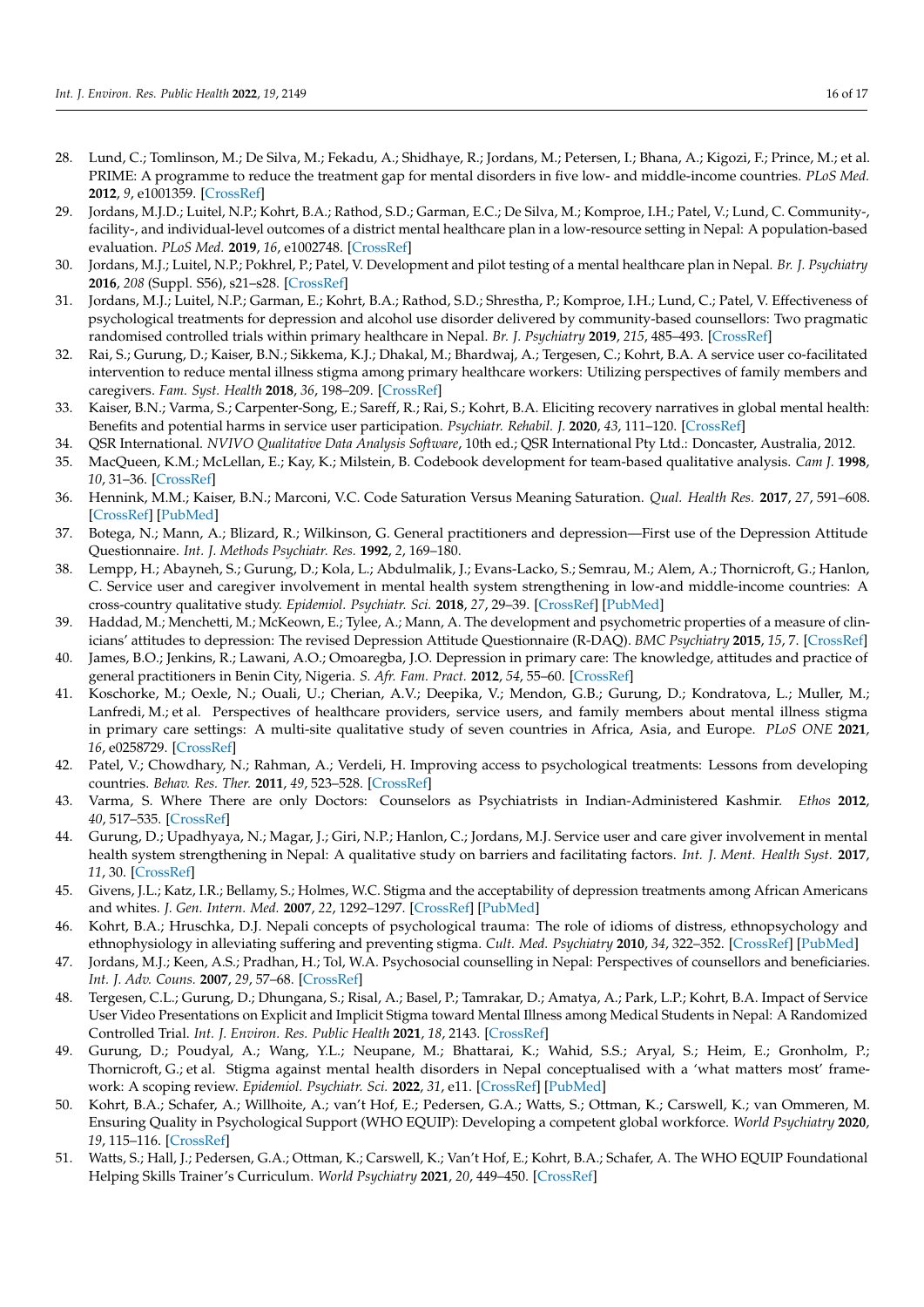28. Lund, C.; Tomlinson, M.; De Silva, M.; Fekadu, A.; Shidhaye, R.; Jordans, M.; Petersen, I.; Bhana, A.; Kigozi, F.; Prince, M.; et al. PRIME: A programme to reduce the treatment gap for mental disorders in five low- and middle-income countries. *PLoS Med.* **2012**, *9*, e1001359. [CrossRef]
29. Jordans, M.J.D.; Luitel, N.P.; Kohrt, B.A.; Rathod, S.D.; Garman, E.C.; De Silva, M.; Komproe, I.H.; Patel, V.; Lund, C. Community-, facility-, and individual-level outcomes of a district mental healthcare plan in a low-resource setting in Nepal: A population-based evaluation. *PLoS Med.* **2019**, *16*, e1002748. [CrossRef]
30. Jordans, M.J.; Luitel, N.P.; Pokhrel, P.; Patel, V. Development and pilot testing of a mental healthcare plan in Nepal. *Br. J. Psychiatry* **2016**, *208* (Suppl. S56), s21–s28. [CrossRef]
31. Jordans, M.J.; Luitel, N.P.; Garman, E.; Kohrt, B.A.; Rathod, S.D.; Shrestha, P.; Komproe, I.H.; Lund, C.; Patel, V. Effectiveness of psychological treatments for depression and alcohol use disorder delivered by community-based counsellors: Two pragmatic randomised controlled trials within primary healthcare in Nepal. *Br. J. Psychiatry* **2019**, *215*, 485–493. [CrossRef]
32. Rai, S.; Gurung, D.; Kaiser, B.N.; Sikkema, K.J.; Dhakal, M.; Bhardwaj, A.; Tergesen, C.; Kohrt, B.A. A service user co-facilitated intervention to reduce mental illness stigma among primary healthcare workers: Utilizing perspectives of family members and caregivers. *Fam. Syst. Health* **2018**, *36*, 198–209. [CrossRef]
33. Kaiser, B.N.; Varma, S.; Carpenter-Song, E.; Sareff, R.; Rai, S.; Kohrt, B.A. Eliciting recovery narratives in global mental health: Benefits and potential harms in service user participation. *Psychiatr. Rehabil. J.* **2020**, *43*, 111–120. [CrossRef]
34. QSR International. *NVIVO Qualitative Data Analysis Software*, 10th ed.; QSR International Pty Ltd.: Doncaster, Australia, 2012.
35. MacQueen, K.M.; McLellan, E.; Kay, K.; Milstein, B. Codebook development for team-based qualitative analysis. *Cam J.* **1998**, *10*, 31–36. [CrossRef]
36. Hennink, M.M.; Kaiser, B.N.; Marconi, V.C. Code Saturation Versus Meaning Saturation. *Qual. Health Res.* **2017**, *27*, 591–608. [CrossRef] [PubMed]
37. Botega, N.; Mann, A.; Blizard, R.; Wilkinson, G. General practitioners and depression—First use of the Depression Attitude Questionnaire. *Int. J. Methods Psychiatr. Res.* **1992**, *2*, 169–180.
38. Lempp, H.; Abayneh, S.; Gurung, D.; Kola, L.; Abdulmalik, J.; Evans-Lacko, S.; Semrau, M.; Alem, A.; Thornicroft, G.; Hanlon, C. Service user and caregiver involvement in mental health system strengthening in low-and middle-income countries: A cross-country qualitative study. *Epidemiol. Psychiatr. Sci.* **2018**, *27*, 29–39. [CrossRef] [PubMed]
39. Haddad, M.; Menchetti, M.; McKeown, E.; Tylee, A.; Mann, A. The development and psychometric properties of a measure of clinicians' attitudes to depression: The revised Depression Attitude Questionnaire (R-DAQ). *BMC Psychiatry* **2015**, *15*, 7. [CrossRef]
40. James, B.O.; Jenkins, R.; Lawani, A.O.; Omoaregba, J.O. Depression in primary care: The knowledge, attitudes and practice of general practitioners in Benin City, Nigeria. *S. Afr. Fam. Pract.* **2012**, *54*, 55–60. [CrossRef]
41. Koschorke, M.; Oexle, N.; Ouali, U.; Cherian, A.V.; Deepika, V.; Mendon, G.B.; Gurung, D.; Kondratova, L.; Muller, M.; Lanfredi, M.; et al. Perspectives of healthcare providers, service users, and family members about mental illness stigma in primary care settings: A multi-site qualitative study of seven countries in Africa, Asia, and Europe. *PLoS ONE* **2021**, *16*, e0258729. [CrossRef]
42. Patel, V.; Chowdhary, N.; Rahman, A.; Verdeli, H. Improving access to psychological treatments: Lessons from developing countries. *Behav. Res. Ther.* **2011**, *49*, 523–528. [CrossRef]
43. Varma, S. Where There are only Doctors: Counselors as Psychiatrists in Indian-Administered Kashmir. *Ethos* **2012**, *40*, 517–535. [CrossRef]
44. Gurung, D.; Upadhyaya, N.; Magar, J.; Giri, N.P.; Hanlon, C.; Jordans, M.J. Service user and care giver involvement in mental health system strengthening in Nepal: A qualitative study on barriers and facilitating factors. *Int. J. Ment. Health Syst.* **2017**, *11*, 30. [CrossRef]
45. Givens, J.L.; Katz, I.R.; Bellamy, S.; Holmes, W.C. Stigma and the acceptability of depression treatments among African Americans and whites. *J. Gen. Intern. Med.* **2007**, *22*, 1292–1297. [CrossRef] [PubMed]
46. Kohrt, B.A.; Hruschka, D.J. Nepali concepts of psychological trauma: The role of idioms of distress, ethnopsychology and ethnophysiology in alleviating suffering and preventing stigma. *Cult. Med. Psychiatry* **2010**, *34*, 322–352. [CrossRef] [PubMed]
47. Jordans, M.J.; Keen, A.S.; Pradhan, H.; Tol, W.A. Psychosocial counselling in Nepal: Perspectives of counsellors and beneficiaries. *Int. J. Adv. Couns.* **2007**, *29*, 57–68. [CrossRef]
48. Tergesen, C.L.; Gurung, D.; Dhungana, S.; Risal, A.; Basel, P.; Tamrakar, D.; Amatya, A.; Park, L.P.; Kohrt, B.A. Impact of Service User Video Presentations on Explicit and Implicit Stigma toward Mental Illness among Medical Students in Nepal: A Randomized Controlled Trial. *Int. J. Environ. Res. Public Health* **2021**, *18*, 2143. [CrossRef]
49. Gurung, D.; Poudyal, A.; Wang, Y.L.; Neupane, M.; Bhattarai, K.; Wahid, S.S.; Aryal, S.; Heim, E.; Gronholm, P.; Thornicroft, G.; et al. Stigma against mental health disorders in Nepal conceptualised with a 'what matters most' framework: A scoping review. *Epidemiol. Psychiatr. Sci.* **2022**, *31*, e11. [CrossRef] [PubMed]
50. Kohrt, B.A.; Schafer, A.; Willhoite, A.; van't Hof, E.; Pedersen, G.A.; Watts, S.; Ottman, K.; Carswell, K.; van Ommeren, M. Ensuring Quality in Psychological Support (WHO EQUIP): Developing a competent global workforce. *World Psychiatry* **2020**, *19*, 115–116. [CrossRef]
51. Watts, S.; Hall, J.; Pedersen, G.A.; Ottman, K.; Carswell, K.; Van't Hof, E.; Kohrt, B.A.; Schafer, A. The WHO EQUIP Foundational Helping Skills Trainer's Curriculum. *World Psychiatry* **2021**, *20*, 449–450. [CrossRef]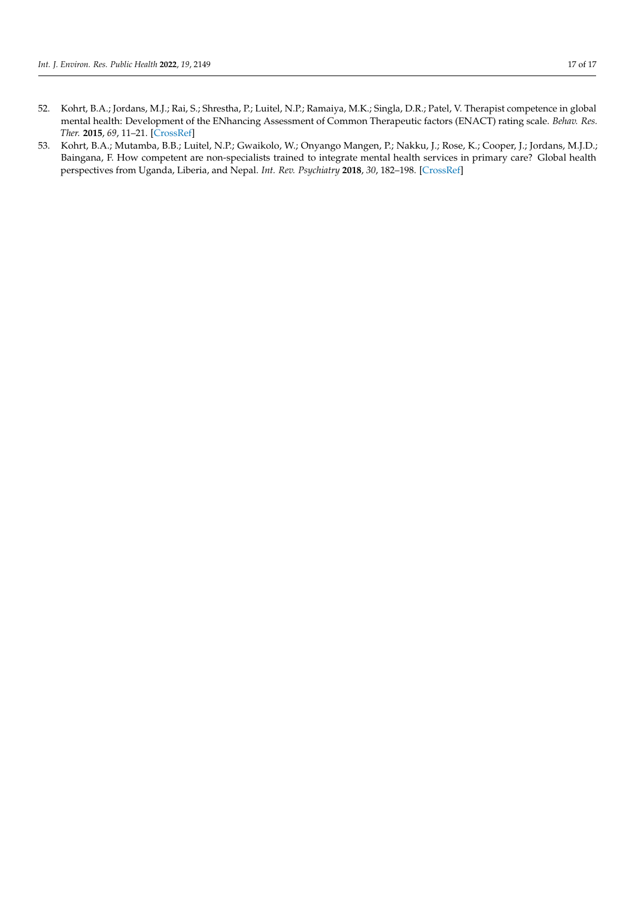52. Kohrt, B.A.; Jordans, M.J.; Rai, S.; Shrestha, P.; Luitel, N.P.; Ramaiya, M.K.; Singla, D.R.; Patel, V. Therapist competence in global mental health: Development of the ENhancing Assessment of Common Therapeutic factors (ENACT) rating scale. *Behav. Res. Ther.* **2015**, *69*, 11–21. [CrossRef]
53. Kohrt, B.A.; Mutamba, B.B.; Luitel, N.P.; Gwaikolo, W.; Onyango Mangen, P.; Nakku, J.; Rose, K.; Cooper, J.; Jordans, M.J.D.; Baingana, F. How competent are non-specialists trained to integrate mental health services in primary care? Global health perspectives from Uganda, Liberia, and Nepal. *Int. Rev. Psychiatry* **2018**, *30*, 182–198. [CrossRef]